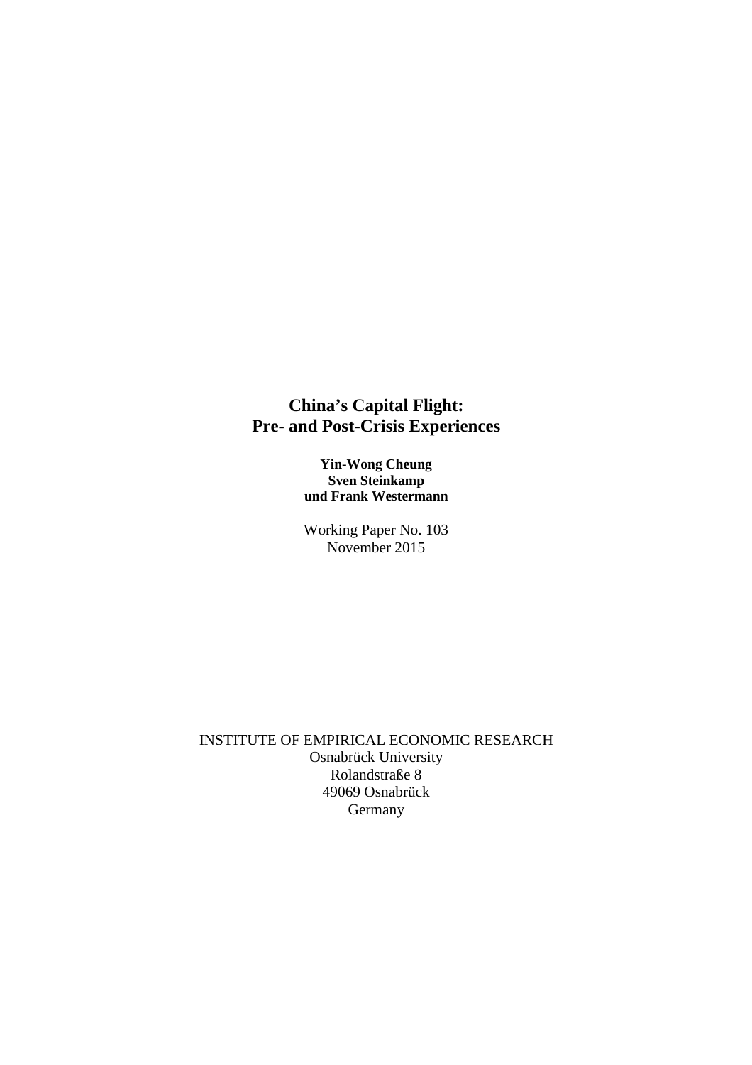# China's Capital Flight: Pre- and Post-Crisis Experiences

**Yin-Wong Cheung**
**Sven Steinkamp**
**und Frank Westermann**

Working Paper No. 103
November 2015

INSTITUTE OF EMPIRICAL ECONOMIC RESEARCH
Osnabrück University
Rolandstraße 8
49069 Osnabrück
Germany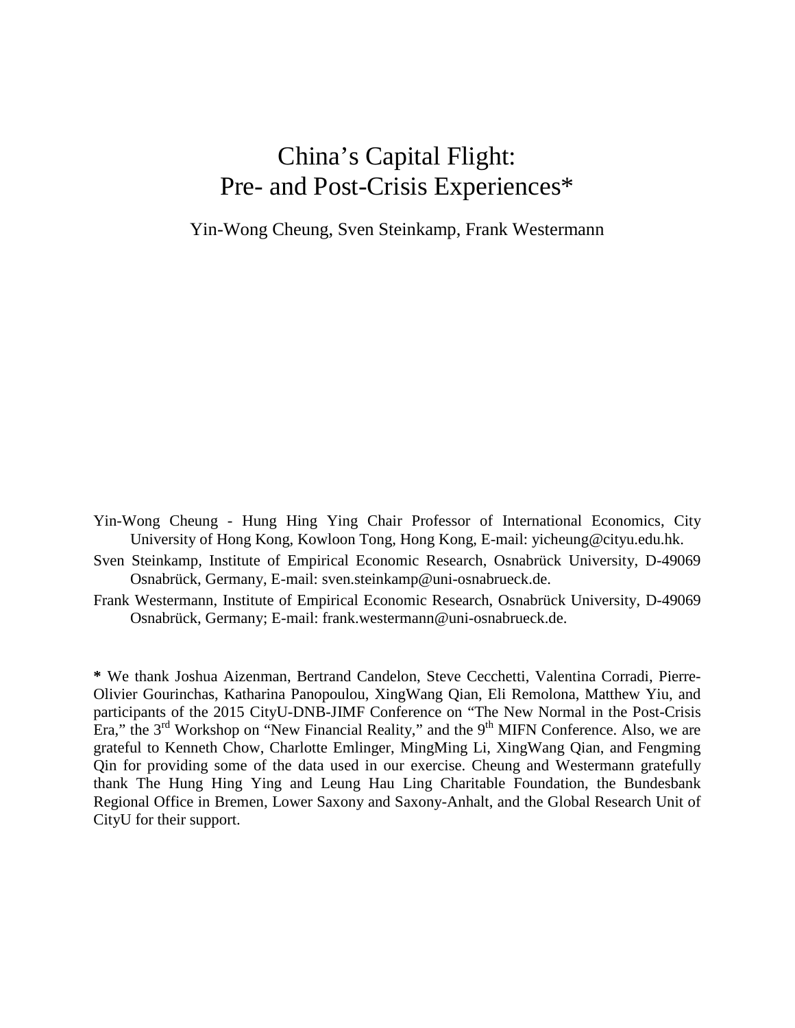# China's Capital Flight: Pre- and Post-Crisis Experiences*

Yin-Wong Cheung, Sven Steinkamp, Frank Westermann

Yin-Wong Cheung - Hung Hing Ying Chair Professor of International Economics, City University of Hong Kong, Kowloon Tong, Hong Kong, E-mail: yicheung@cityu.edu.hk.

Sven Steinkamp, Institute of Empirical Economic Research, Osnabrück University, D-49069 Osnabrück, Germany, E-mail: sven.steinkamp@uni-osnabrueck.de.

Frank Westermann, Institute of Empirical Economic Research, Osnabrück University, D-49069 Osnabrück, Germany; E-mail: frank.westermann@uni-osnabrueck.de.

**\*** We thank Joshua Aizenman, Bertrand Candelon, Steve Cecchetti, Valentina Corradi, Pierre-Olivier Gourinchas, Katharina Panopoulou, XingWang Qian, Eli Remolona, Matthew Yiu, and participants of the 2015 CityU-DNB-JIMF Conference on "The New Normal in the Post-Crisis Era," the 3rd Workshop on "New Financial Reality," and the 9th MIFN Conference. Also, we are grateful to Kenneth Chow, Charlotte Emlinger, MingMing Li, XingWang Qian, and Fengming Qin for providing some of the data used in our exercise. Cheung and Westermann gratefully thank The Hung Hing Ying and Leung Hau Ling Charitable Foundation, the Bundesbank Regional Office in Bremen, Lower Saxony and Saxony-Anhalt, and the Global Research Unit of CityU for their support.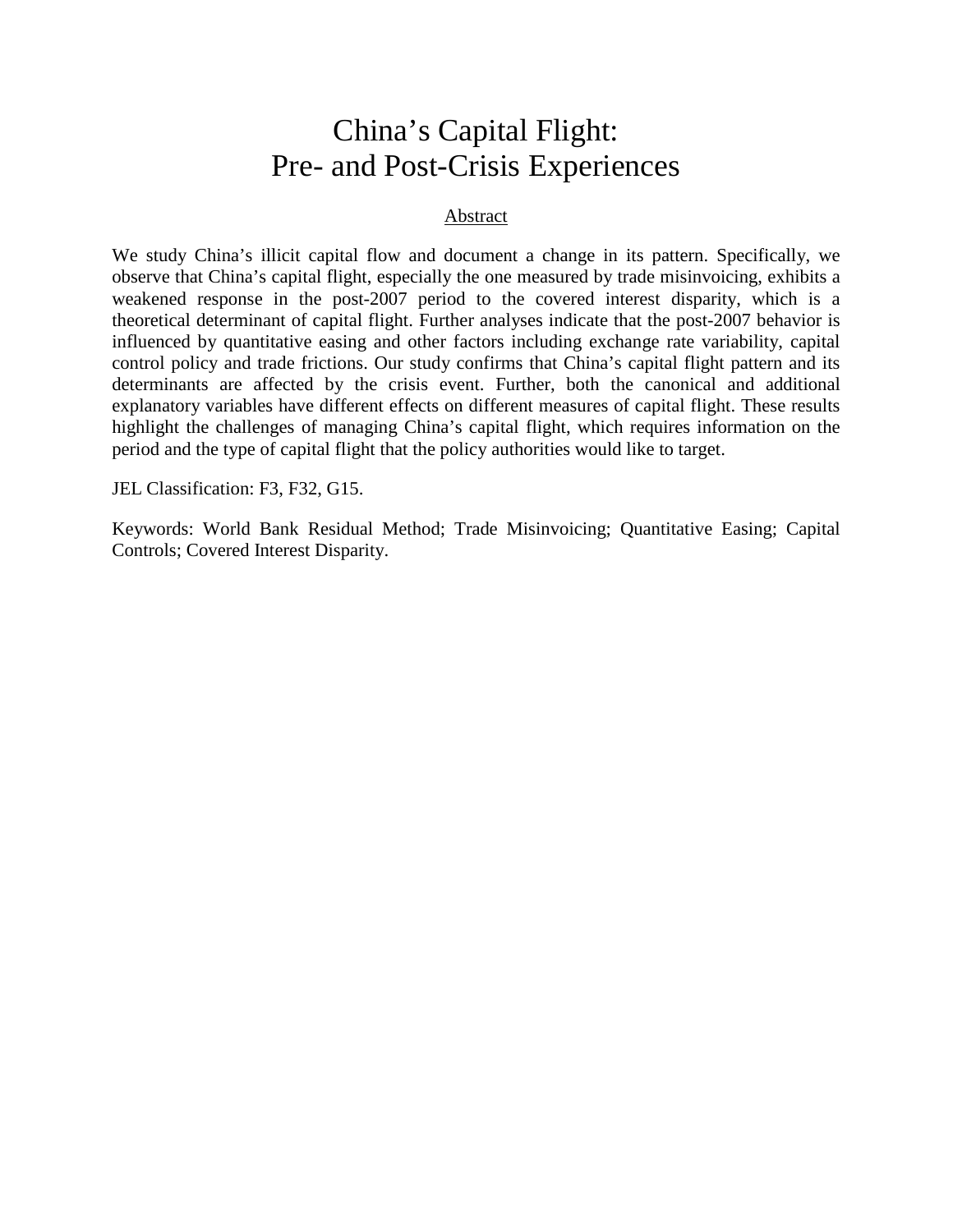# China's Capital Flight: Pre- and Post-Crisis Experiences

## Abstract

We study China's illicit capital flow and document a change in its pattern. Specifically, we observe that China's capital flight, especially the one measured by trade misinvoicing, exhibits a weakened response in the post-2007 period to the covered interest disparity, which is a theoretical determinant of capital flight. Further analyses indicate that the post-2007 behavior is influenced by quantitative easing and other factors including exchange rate variability, capital control policy and trade frictions. Our study confirms that China's capital flight pattern and its determinants are affected by the crisis event. Further, both the canonical and additional explanatory variables have different effects on different measures of capital flight. These results highlight the challenges of managing China's capital flight, which requires information on the period and the type of capital flight that the policy authorities would like to target.

JEL Classification: F3, F32, G15.

Keywords: World Bank Residual Method; Trade Misinvoicing; Quantitative Easing; Capital Controls; Covered Interest Disparity.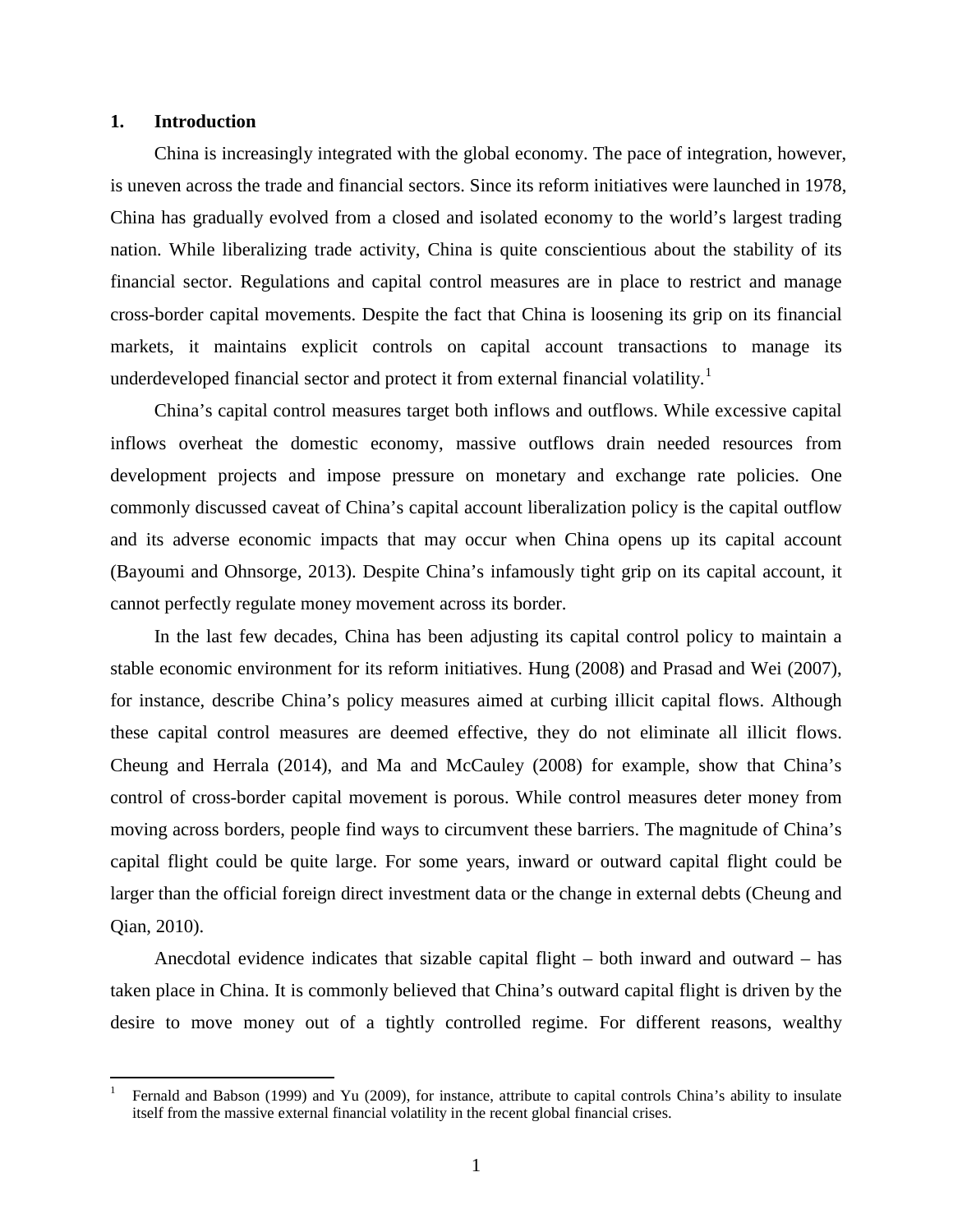## 1. Introduction

China is increasingly integrated with the global economy. The pace of integration, however, is uneven across the trade and financial sectors. Since its reform initiatives were launched in 1978, China has gradually evolved from a closed and isolated economy to the world's largest trading nation. While liberalizing trade activity, China is quite conscientious about the stability of its financial sector. Regulations and capital control measures are in place to restrict and manage cross-border capital movements. Despite the fact that China is loosening its grip on its financial markets, it maintains explicit controls on capital account transactions to manage its underdeveloped financial sector and protect it from external financial volatility.[1]

China's capital control measures target both inflows and outflows. While excessive capital inflows overheat the domestic economy, massive outflows drain needed resources from development projects and impose pressure on monetary and exchange rate policies. One commonly discussed caveat of China's capital account liberalization policy is the capital outflow and its adverse economic impacts that may occur when China opens up its capital account (Bayoumi and Ohnsorge, 2013). Despite China's infamously tight grip on its capital account, it cannot perfectly regulate money movement across its border.

In the last few decades, China has been adjusting its capital control policy to maintain a stable economic environment for its reform initiatives. Hung (2008) and Prasad and Wei (2007), for instance, describe China's policy measures aimed at curbing illicit capital flows. Although these capital control measures are deemed effective, they do not eliminate all illicit flows. Cheung and Herrala (2014), and Ma and McCauley (2008) for example, show that China's control of cross-border capital movement is porous. While control measures deter money from moving across borders, people find ways to circumvent these barriers. The magnitude of China's capital flight could be quite large. For some years, inward or outward capital flight could be larger than the official foreign direct investment data or the change in external debts (Cheung and Qian, 2010).

Anecdotal evidence indicates that sizable capital flight – both inward and outward – has taken place in China. It is commonly believed that China's outward capital flight is driven by the desire to move money out of a tightly controlled regime. For different reasons, wealthy

[1] Fernald and Babson (1999) and Yu (2009), for instance, attribute to capital controls China's ability to insulate itself from the massive external financial volatility in the recent global financial crises.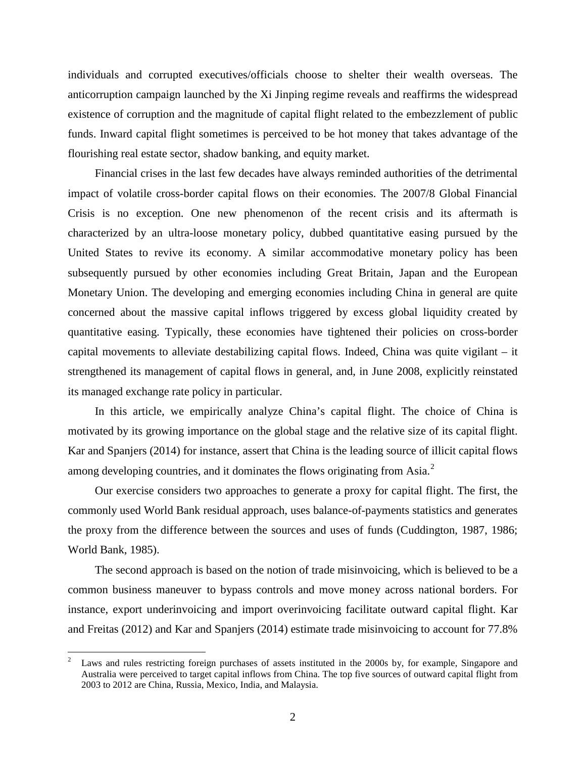individuals and corrupted executives/officials choose to shelter their wealth overseas. The anticorruption campaign launched by the Xi Jinping regime reveals and reaffirms the widespread existence of corruption and the magnitude of capital flight related to the embezzlement of public funds. Inward capital flight sometimes is perceived to be hot money that takes advantage of the flourishing real estate sector, shadow banking, and equity market.

Financial crises in the last few decades have always reminded authorities of the detrimental impact of volatile cross-border capital flows on their economies. The 2007/8 Global Financial Crisis is no exception. One new phenomenon of the recent crisis and its aftermath is characterized by an ultra-loose monetary policy, dubbed quantitative easing pursued by the United States to revive its economy. A similar accommodative monetary policy has been subsequently pursued by other economies including Great Britain, Japan and the European Monetary Union. The developing and emerging economies including China in general are quite concerned about the massive capital inflows triggered by excess global liquidity created by quantitative easing. Typically, these economies have tightened their policies on cross-border capital movements to alleviate destabilizing capital flows. Indeed, China was quite vigilant – it strengthened its management of capital flows in general, and, in June 2008, explicitly reinstated its managed exchange rate policy in particular.

In this article, we empirically analyze China's capital flight. The choice of China is motivated by its growing importance on the global stage and the relative size of its capital flight. Kar and Spanjers (2014) for instance, assert that China is the leading source of illicit capital flows among developing countries, and it dominates the flows originating from Asia.[2]

Our exercise considers two approaches to generate a proxy for capital flight. The first, the commonly used World Bank residual approach, uses balance-of-payments statistics and generates the proxy from the difference between the sources and uses of funds (Cuddington, 1987, 1986; World Bank, 1985).

The second approach is based on the notion of trade misinvoicing, which is believed to be a common business maneuver to bypass controls and move money across national borders. For instance, export underinvoicing and import overinvoicing facilitate outward capital flight. Kar and Freitas (2012) and Kar and Spanjers (2014) estimate trade misinvoicing to account for 77.8%

[2] Laws and rules restricting foreign purchases of assets instituted in the 2000s by, for example, Singapore and Australia were perceived to target capital inflows from China. The top five sources of outward capital flight from 2003 to 2012 are China, Russia, Mexico, India, and Malaysia.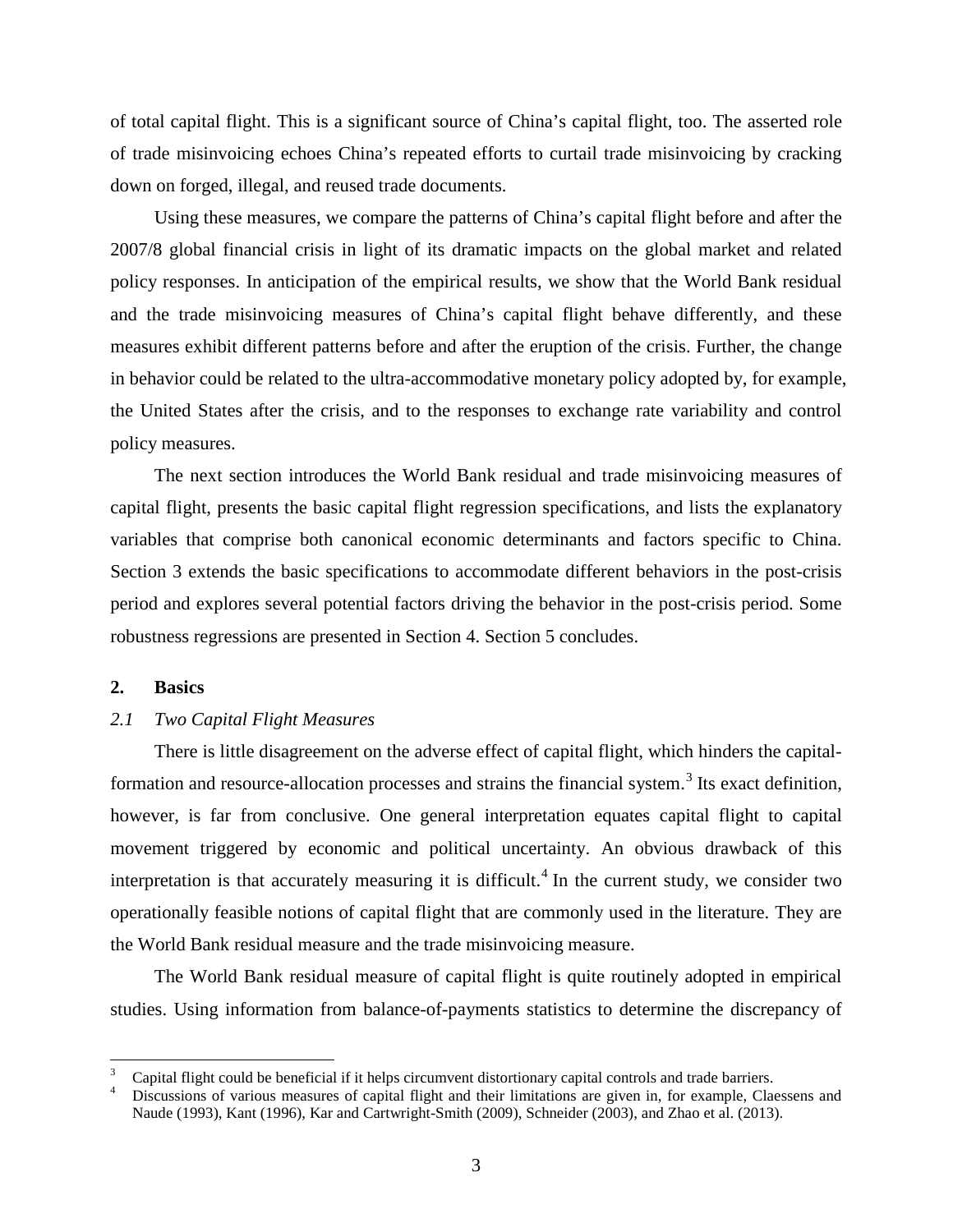of total capital flight. This is a significant source of China's capital flight, too. The asserted role of trade misinvoicing echoes China's repeated efforts to curtail trade misinvoicing by cracking down on forged, illegal, and reused trade documents.

Using these measures, we compare the patterns of China's capital flight before and after the 2007/8 global financial crisis in light of its dramatic impacts on the global market and related policy responses. In anticipation of the empirical results, we show that the World Bank residual and the trade misinvoicing measures of China's capital flight behave differently, and these measures exhibit different patterns before and after the eruption of the crisis. Further, the change in behavior could be related to the ultra-accommodative monetary policy adopted by, for example, the United States after the crisis, and to the responses to exchange rate variability and control policy measures.

The next section introduces the World Bank residual and trade misinvoicing measures of capital flight, presents the basic capital flight regression specifications, and lists the explanatory variables that comprise both canonical economic determinants and factors specific to China. Section 3 extends the basic specifications to accommodate different behaviors in the post-crisis period and explores several potential factors driving the behavior in the post-crisis period. Some robustness regressions are presented in Section 4. Section 5 concludes.

## 2. Basics

### *2.1 Two Capital Flight Measures*

There is little disagreement on the adverse effect of capital flight, which hinders the capital-formation and resource-allocation processes and strains the financial system.[3] Its exact definition, however, is far from conclusive. One general interpretation equates capital flight to capital movement triggered by economic and political uncertainty. An obvious drawback of this interpretation is that accurately measuring it is difficult.[4] In the current study, we consider two operationally feasible notions of capital flight that are commonly used in the literature. They are the World Bank residual measure and the trade misinvoicing measure.

The World Bank residual measure of capital flight is quite routinely adopted in empirical studies. Using information from balance-of-payments statistics to determine the discrepancy of

---

[3] Capital flight could be beneficial if it helps circumvent distortionary capital controls and trade barriers.

[4] Discussions of various measures of capital flight and their limitations are given in, for example, Claessens and Naude (1993), Kant (1996), Kar and Cartwright-Smith (2009), Schneider (2003), and Zhao et al. (2013).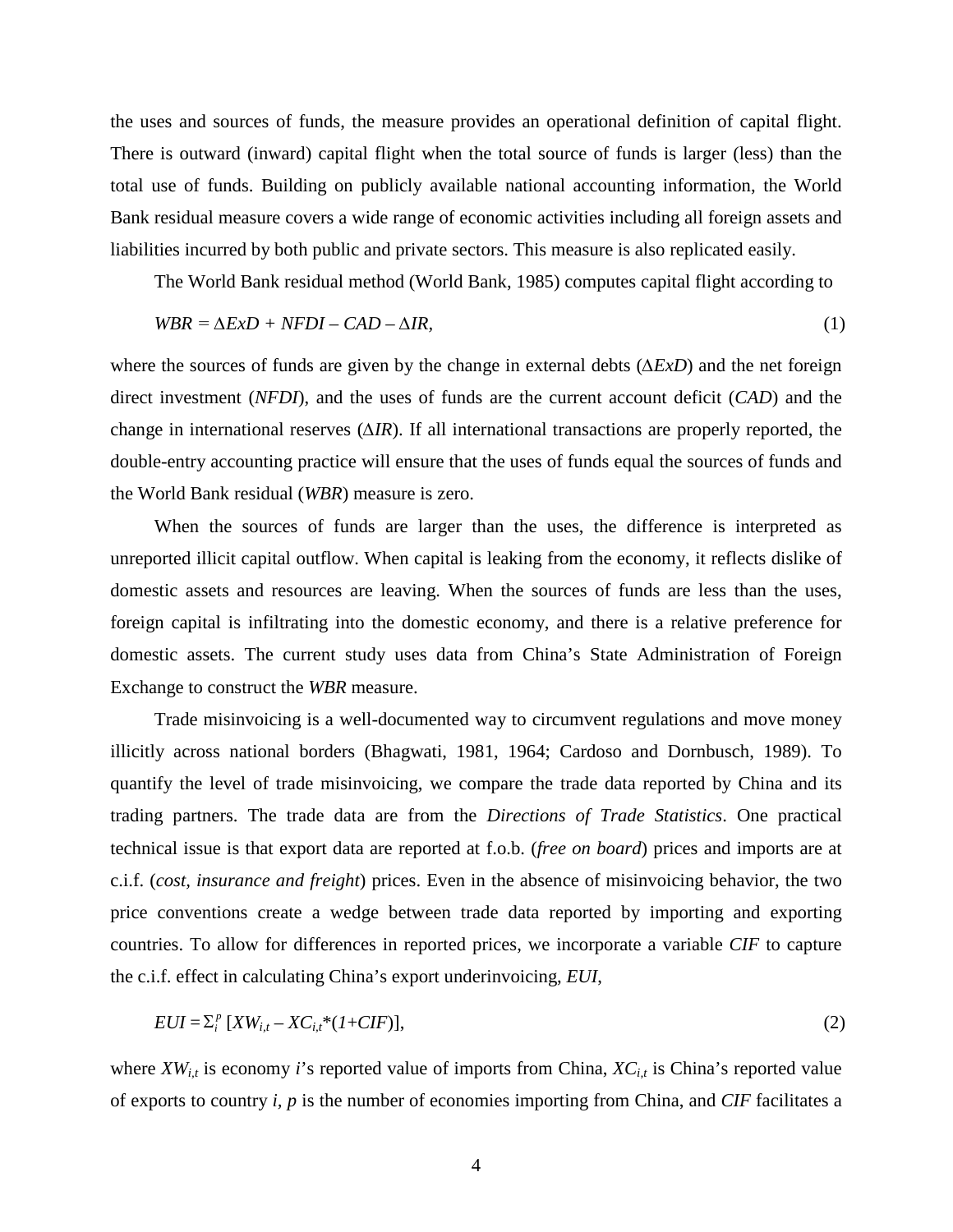the uses and sources of funds, the measure provides an operational definition of capital flight. There is outward (inward) capital flight when the total source of funds is larger (less) than the total use of funds. Building on publicly available national accounting information, the World Bank residual measure covers a wide range of economic activities including all foreign assets and liabilities incurred by both public and private sectors. This measure is also replicated easily.

The World Bank residual method (World Bank, 1985) computes capital flight according to

$$WBR = \Delta ExD + NFDI - CAD - \Delta IR, \tag{1}$$

where the sources of funds are given by the change in external debts ($\Delta ExD$) and the net foreign direct investment (*NFDI*), and the uses of funds are the current account deficit (*CAD*) and the change in international reserves ($\Delta IR$). If all international transactions are properly reported, the double-entry accounting practice will ensure that the uses of funds equal the sources of funds and the World Bank residual (*WBR*) measure is zero.

When the sources of funds are larger than the uses, the difference is interpreted as unreported illicit capital outflow. When capital is leaking from the economy, it reflects dislike of domestic assets and resources are leaving. When the sources of funds are less than the uses, foreign capital is infiltrating into the domestic economy, and there is a relative preference for domestic assets. The current study uses data from China's State Administration of Foreign Exchange to construct the *WBR* measure.

Trade misinvoicing is a well-documented way to circumvent regulations and move money illicitly across national borders (Bhagwati, 1981, 1964; Cardoso and Dornbusch, 1989). To quantify the level of trade misinvoicing, we compare the trade data reported by China and its trading partners. The trade data are from the *Directions of Trade Statistics*. One practical technical issue is that export data are reported at f.o.b. (*free on board*) prices and imports are at c.i.f. (*cost, insurance and freight*) prices. Even in the absence of misinvoicing behavior, the two price conventions create a wedge between trade data reported by importing and exporting countries. To allow for differences in reported prices, we incorporate a variable *CIF* to capture the c.i.f. effect in calculating China's export underinvoicing, *EUI*,

$$EUI = \Sigma_i^p \left[XW_{i,t} - XC_{i,t} * (1+CIF)\right], \tag{2}$$

where $XW_{i,t}$ is economy $i$'s reported value of imports from China, $XC_{i,t}$ is China's reported value of exports to country $i$, $p$ is the number of economies importing from China, and *CIF* facilitates a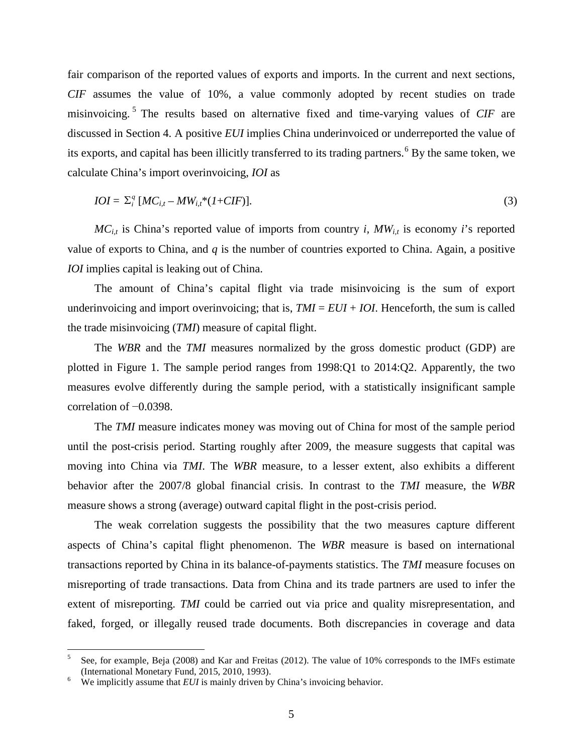fair comparison of the reported values of exports and imports. In the current and next sections, *CIF* assumes the value of 10%, a value commonly adopted by recent studies on trade misinvoicing.[5] The results based on alternative fixed and time-varying values of *CIF* are discussed in Section 4. A positive *EUI* implies China underinvoiced or underreported the value of its exports, and capital has been illicitly transferred to its trading partners.[6] By the same token, we calculate China's import overinvoicing, *IOI* as

$$IOI = \Sigma_i^q \left[MC_{i,t} - MW_{i,t} * (1+CIF)\right]. \tag{3}$$

$MC_{i,t}$ is China's reported value of imports from country $i$, $MW_{i,t}$ is economy $i$'s reported value of exports to China, and $q$ is the number of countries exported to China. Again, a positive *IOI* implies capital is leaking out of China.

The amount of China's capital flight via trade misinvoicing is the sum of export underinvoicing and import overinvoicing; that is, $TMI = EUI + IOI$. Henceforth, the sum is called the trade misinvoicing (*TMI*) measure of capital flight.

The *WBR* and the *TMI* measures normalized by the gross domestic product (GDP) are plotted in Figure 1. The sample period ranges from 1998:Q1 to 2014:Q2. Apparently, the two measures evolve differently during the sample period, with a statistically insignificant sample correlation of −0.0398.

The *TMI* measure indicates money was moving out of China for most of the sample period until the post-crisis period. Starting roughly after 2009, the measure suggests that capital was moving into China via *TMI*. The *WBR* measure, to a lesser extent, also exhibits a different behavior after the 2007/8 global financial crisis. In contrast to the *TMI* measure, the *WBR* measure shows a strong (average) outward capital flight in the post-crisis period.

The weak correlation suggests the possibility that the two measures capture different aspects of China's capital flight phenomenon. The *WBR* measure is based on international transactions reported by China in its balance-of-payments statistics. The *TMI* measure focuses on misreporting of trade transactions. Data from China and its trade partners are used to infer the extent of misreporting. *TMI* could be carried out via price and quality misrepresentation, and faked, forged, or illegally reused trade documents. Both discrepancies in coverage and data

---

[5] See, for example, Beja (2008) and Kar and Freitas (2012). The value of 10% corresponds to the IMFs estimate (International Monetary Fund, 2015, 2010, 1993).

[6] We implicitly assume that *EUI* is mainly driven by China's invoicing behavior.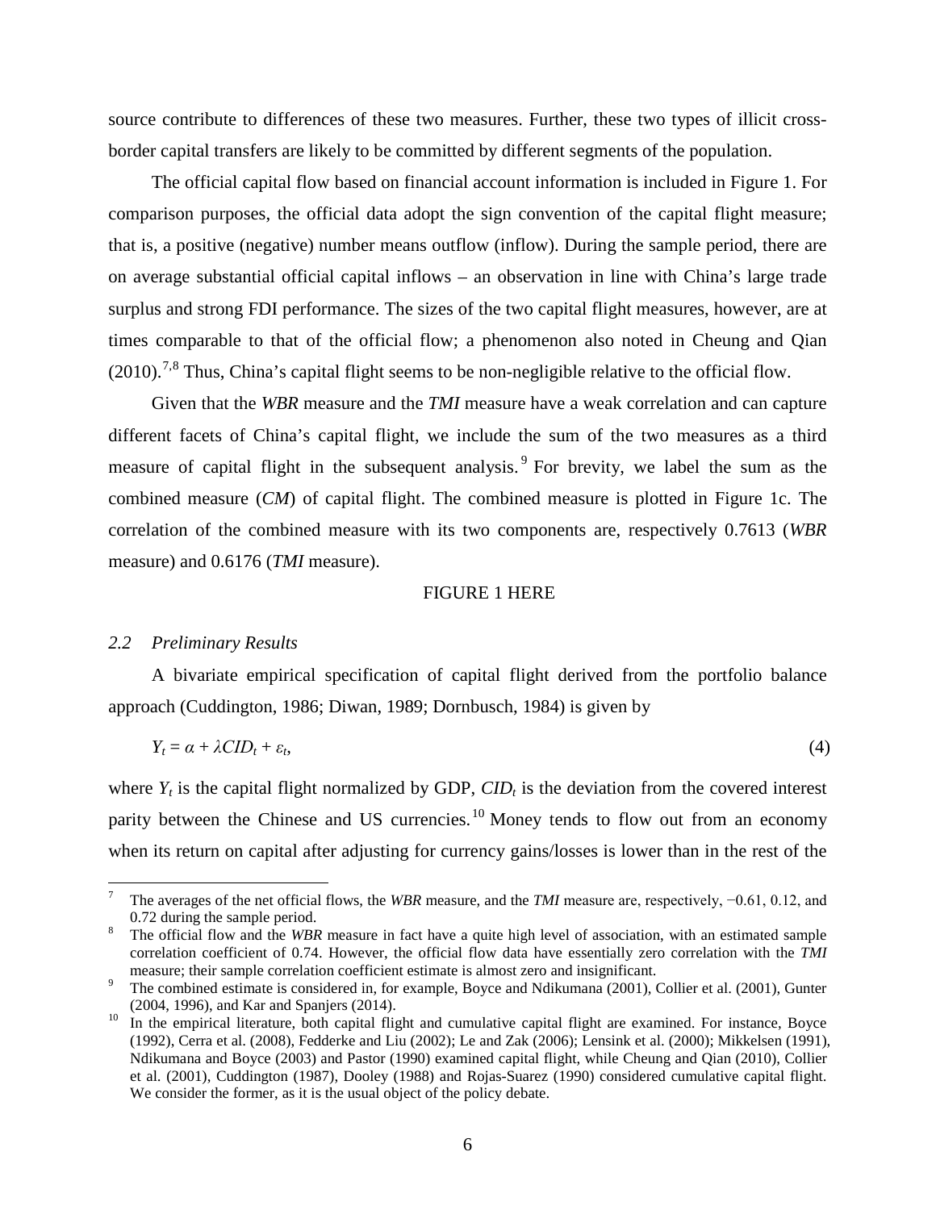source contribute to differences of these two measures. Further, these two types of illicit cross-border capital transfers are likely to be committed by different segments of the population.

The official capital flow based on financial account information is included in Figure 1. For comparison purposes, the official data adopt the sign convention of the capital flight measure; that is, a positive (negative) number means outflow (inflow). During the sample period, there are on average substantial official capital inflows – an observation in line with China's large trade surplus and strong FDI performance. The sizes of the two capital flight measures, however, are at times comparable to that of the official flow; a phenomenon also noted in Cheung and Qian (2010).[7,8] Thus, China's capital flight seems to be non-negligible relative to the official flow.

Given that the *WBR* measure and the *TMI* measure have a weak correlation and can capture different facets of China's capital flight, we include the sum of the two measures as a third measure of capital flight in the subsequent analysis.[9] For brevity, we label the sum as the combined measure (*CM*) of capital flight. The combined measure is plotted in Figure 1c. The correlation of the combined measure with its two components are, respectively 0.7613 (*WBR* measure) and 0.6176 (*TMI* measure).

FIGURE 1 HERE

### *2.2 Preliminary Results*

A bivariate empirical specification of capital flight derived from the portfolio balance approach (Cuddington, 1986; Diwan, 1989; Dornbusch, 1984) is given by

$$Y_t = \alpha + \lambda CID_t + \varepsilon_t, \tag{4}$$

where $Y_t$ is the capital flight normalized by GDP, $CID_t$ is the deviation from the covered interest parity between the Chinese and US currencies.[10] Money tends to flow out from an economy when its return on capital after adjusting for currency gains/losses is lower than in the rest of the

---

[7] The averages of the net official flows, the *WBR* measure, and the *TMI* measure are, respectively, −0.61, 0.12, and 0.72 during the sample period.

[8] The official flow and the *WBR* measure in fact have a quite high level of association, with an estimated sample correlation coefficient of 0.74. However, the official flow data have essentially zero correlation with the *TMI* measure; their sample correlation coefficient estimate is almost zero and insignificant.

[9] The combined estimate is considered in, for example, Boyce and Ndikumana (2001), Collier et al. (2001), Gunter (2004, 1996), and Kar and Spanjers (2014).

[10] In the empirical literature, both capital flight and cumulative capital flight are examined. For instance, Boyce (1992), Cerra et al. (2008), Fedderke and Liu (2002); Le and Zak (2006); Lensink et al. (2000); Mikkelsen (1991), Ndikumana and Boyce (2003) and Pastor (1990) examined capital flight, while Cheung and Qian (2010), Collier et al. (2001), Cuddington (1987), Dooley (1988) and Rojas-Suarez (1990) considered cumulative capital flight. We consider the former, as it is the usual object of the policy debate.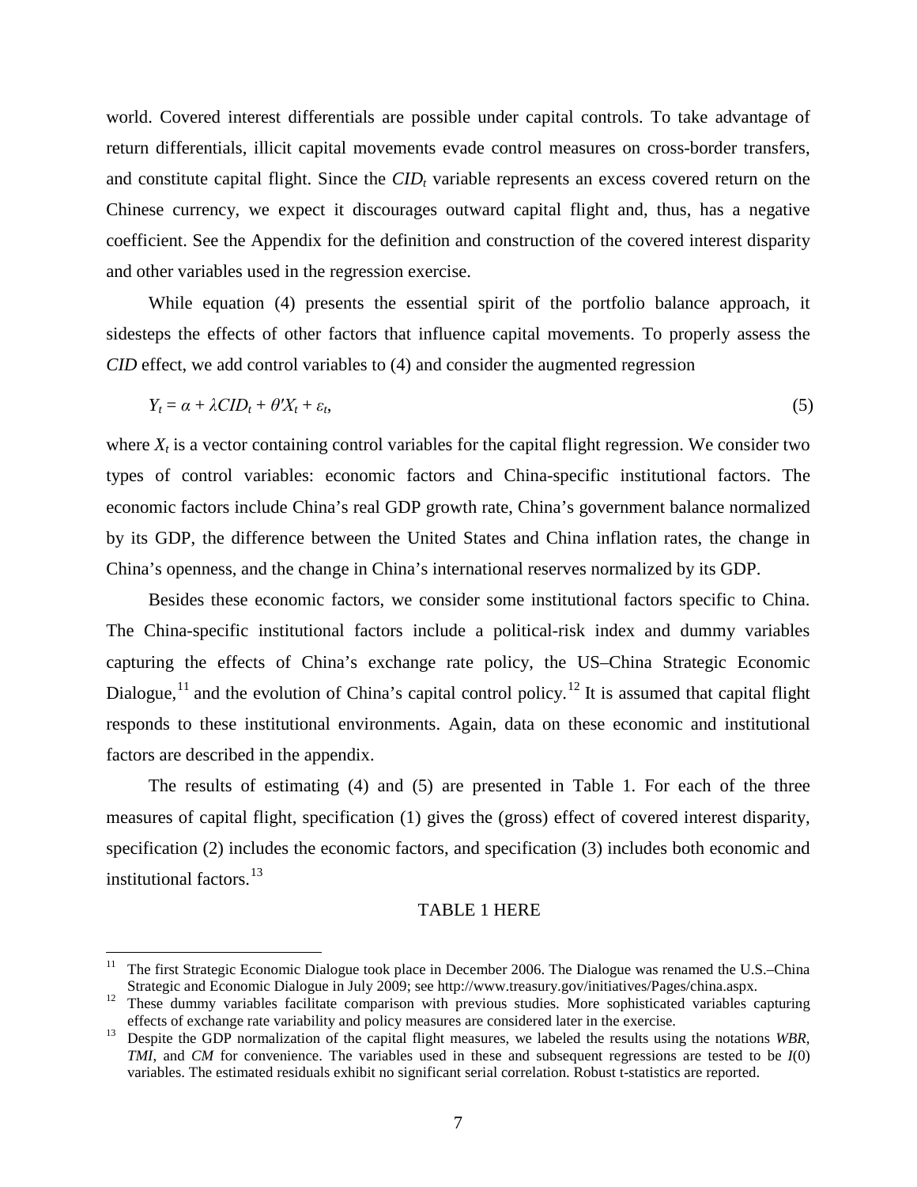world. Covered interest differentials are possible under capital controls. To take advantage of return differentials, illicit capital movements evade control measures on cross-border transfers, and constitute capital flight. Since the $CID_t$ variable represents an excess covered return on the Chinese currency, we expect it discourages outward capital flight and, thus, has a negative coefficient. See the Appendix for the definition and construction of the covered interest disparity and other variables used in the regression exercise.

While equation (4) presents the essential spirit of the portfolio balance approach, it sidesteps the effects of other factors that influence capital movements. To properly assess the *CID* effect, we add control variables to (4) and consider the augmented regression

$$Y_t = \alpha + \lambda CID_t + \theta' X_t + \varepsilon_t, \tag{5}$$

where $X_t$ is a vector containing control variables for the capital flight regression. We consider two types of control variables: economic factors and China-specific institutional factors. The economic factors include China's real GDP growth rate, China's government balance normalized by its GDP, the difference between the United States and China inflation rates, the change in China's openness, and the change in China's international reserves normalized by its GDP.

Besides these economic factors, we consider some institutional factors specific to China. The China-specific institutional factors include a political-risk index and dummy variables capturing the effects of China's exchange rate policy, the US–China Strategic Economic Dialogue,[11] and the evolution of China's capital control policy.[12] It is assumed that capital flight responds to these institutional environments. Again, data on these economic and institutional factors are described in the appendix.

The results of estimating (4) and (5) are presented in Table 1. For each of the three measures of capital flight, specification (1) gives the (gross) effect of covered interest disparity, specification (2) includes the economic factors, and specification (3) includes both economic and institutional factors.[13]

TABLE 1 HERE

---

[11] The first Strategic Economic Dialogue took place in December 2006. The Dialogue was renamed the U.S.–China Strategic and Economic Dialogue in July 2009; see http://www.treasury.gov/initiatives/Pages/china.aspx.

[12] These dummy variables facilitate comparison with previous studies. More sophisticated variables capturing effects of exchange rate variability and policy measures are considered later in the exercise.

[13] Despite the GDP normalization of the capital flight measures, we labeled the results using the notations *WBR*, *TMI*, and *CM* for convenience. The variables used in these and subsequent regressions are tested to be $I(0)$ variables. The estimated residuals exhibit no significant serial correlation. Robust t-statistics are reported.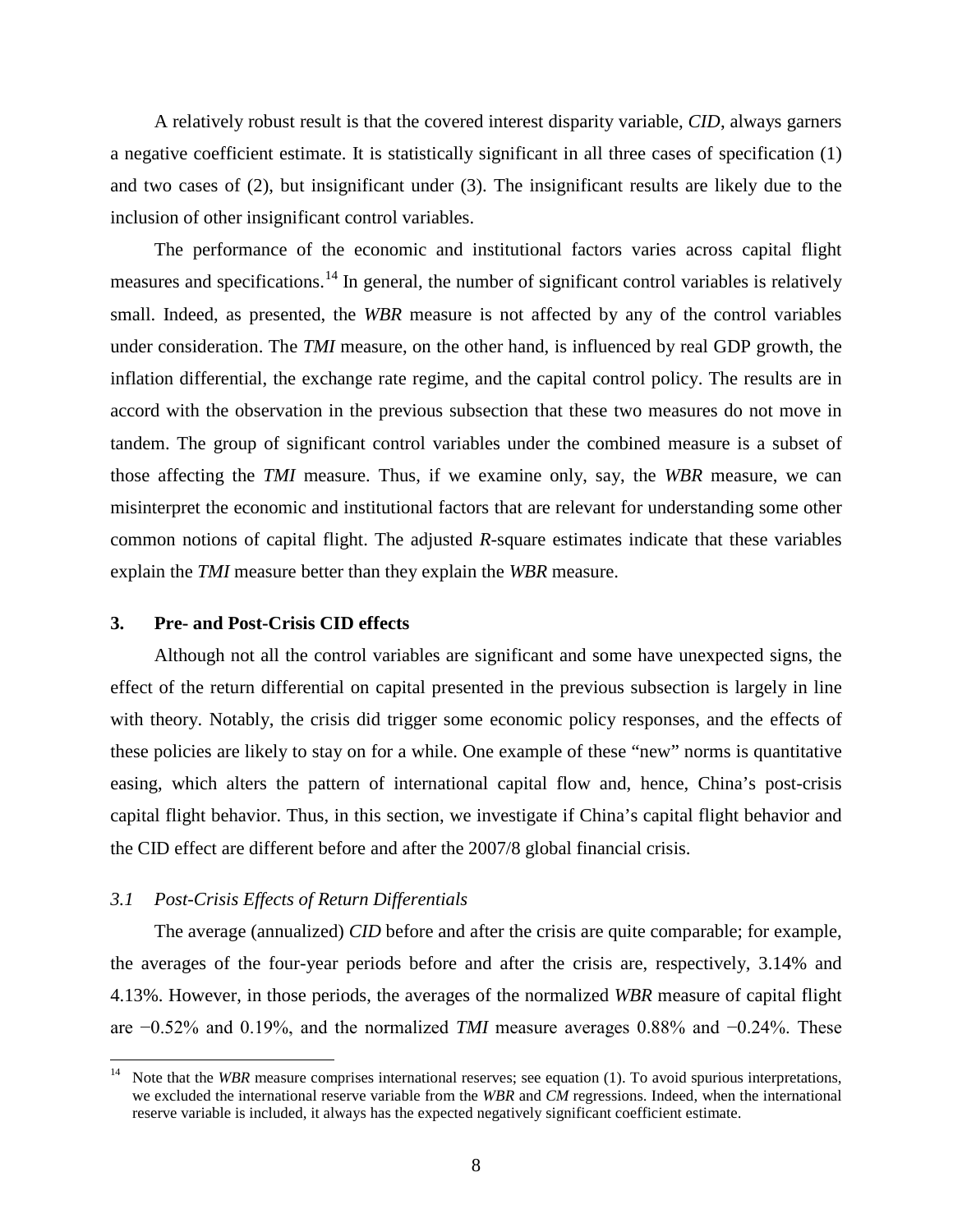A relatively robust result is that the covered interest disparity variable, *CID*, always garners a negative coefficient estimate. It is statistically significant in all three cases of specification (1) and two cases of (2), but insignificant under (3). The insignificant results are likely due to the inclusion of other insignificant control variables.

The performance of the economic and institutional factors varies across capital flight measures and specifications.[14] In general, the number of significant control variables is relatively small. Indeed, as presented, the *WBR* measure is not affected by any of the control variables under consideration. The *TMI* measure, on the other hand, is influenced by real GDP growth, the inflation differential, the exchange rate regime, and the capital control policy. The results are in accord with the observation in the previous subsection that these two measures do not move in tandem. The group of significant control variables under the combined measure is a subset of those affecting the *TMI* measure. Thus, if we examine only, say, the *WBR* measure, we can misinterpret the economic and institutional factors that are relevant for understanding some other common notions of capital flight. The adjusted $R$-square estimates indicate that these variables explain the *TMI* measure better than they explain the *WBR* measure.

## 3. Pre- and Post-Crisis CID effects

Although not all the control variables are significant and some have unexpected signs, the effect of the return differential on capital presented in the previous subsection is largely in line with theory. Notably, the crisis did trigger some economic policy responses, and the effects of these policies are likely to stay on for a while. One example of these "new" norms is quantitative easing, which alters the pattern of international capital flow and, hence, China's post-crisis capital flight behavior. Thus, in this section, we investigate if China's capital flight behavior and the CID effect are different before and after the 2007/8 global financial crisis.

### *3.1 Post-Crisis Effects of Return Differentials*

The average (annualized) *CID* before and after the crisis are quite comparable; for example, the averages of the four-year periods before and after the crisis are, respectively, 3.14% and 4.13%. However, in those periods, the averages of the normalized *WBR* measure of capital flight are −0.52% and 0.19%, and the normalized *TMI* measure averages 0.88% and −0.24%. These

[14] Note that the *WBR* measure comprises international reserves; see equation (1). To avoid spurious interpretations, we excluded the international reserve variable from the *WBR* and *CM* regressions. Indeed, when the international reserve variable is included, it always has the expected negatively significant coefficient estimate.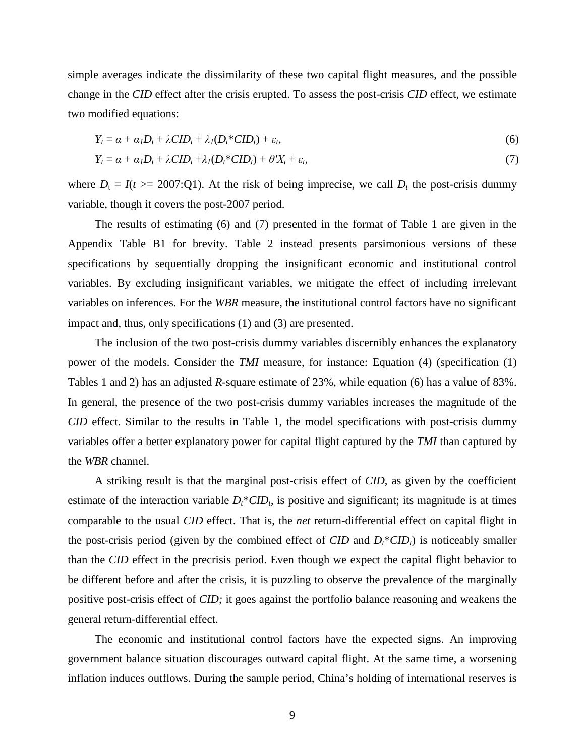simple averages indicate the dissimilarity of these two capital flight measures, and the possible change in the *CID* effect after the crisis erupted. To assess the post-crisis *CID* effect, we estimate two modified equations:

$$Y_t = \alpha + \alpha_1 D_t + \lambda CID_t + \lambda_1 (D_t{*}CID_t) + \varepsilon_t, \tag{6}$$

$$Y_t = \alpha + \alpha_1 D_t + \lambda CID_t + \lambda_1 (D_t{*}CID_t) + \theta' X_t + \varepsilon_t, \tag{7}$$

where $D_t \equiv I(t >= 2007{:}Q1)$. At the risk of being imprecise, we call $D_t$ the post-crisis dummy variable, though it covers the post-2007 period.

The results of estimating (6) and (7) presented in the format of Table 1 are given in the Appendix Table B1 for brevity. Table 2 instead presents parsimonious versions of these specifications by sequentially dropping the insignificant economic and institutional control variables. By excluding insignificant variables, we mitigate the effect of including irrelevant variables on inferences. For the *WBR* measure, the institutional control factors have no significant impact and, thus, only specifications (1) and (3) are presented.

The inclusion of the two post-crisis dummy variables discernibly enhances the explanatory power of the models. Consider the *TMI* measure, for instance: Equation (4) (specification (1) Tables 1 and 2) has an adjusted $R$-square estimate of 23%, while equation (6) has a value of 83%. In general, the presence of the two post-crisis dummy variables increases the magnitude of the *CID* effect. Similar to the results in Table 1, the model specifications with post-crisis dummy variables offer a better explanatory power for capital flight captured by the *TMI* than captured by the *WBR* channel.

A striking result is that the marginal post-crisis effect of *CID*, as given by the coefficient estimate of the interaction variable $D_t{*}CID_t$, is positive and significant; its magnitude is at times comparable to the usual *CID* effect. That is, the *net* return-differential effect on capital flight in the post-crisis period (given by the combined effect of *CID* and $D_t{*}CID_t$) is noticeably smaller than the *CID* effect in the precrisis period. Even though we expect the capital flight behavior to be different before and after the crisis, it is puzzling to observe the prevalence of the marginally positive post-crisis effect of *CID;* it goes against the portfolio balance reasoning and weakens the general return-differential effect.

The economic and institutional control factors have the expected signs. An improving government balance situation discourages outward capital flight. At the same time, a worsening inflation induces outflows. During the sample period, China's holding of international reserves is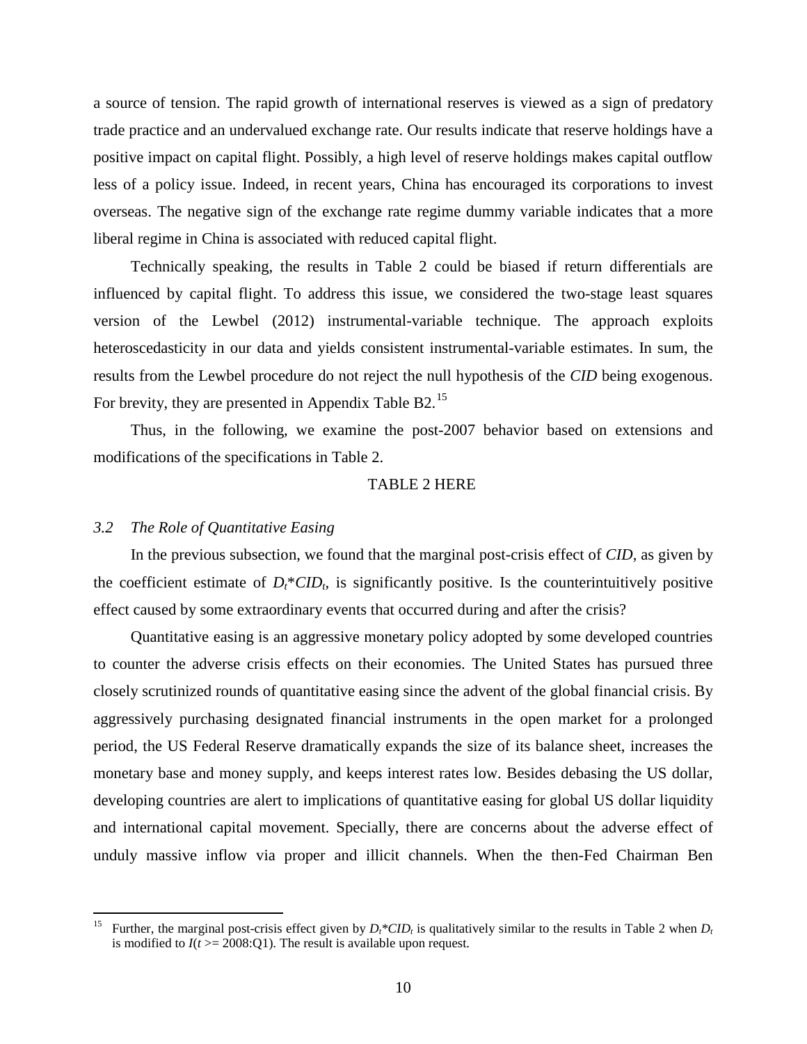a source of tension. The rapid growth of international reserves is viewed as a sign of predatory trade practice and an undervalued exchange rate. Our results indicate that reserve holdings have a positive impact on capital flight. Possibly, a high level of reserve holdings makes capital outflow less of a policy issue. Indeed, in recent years, China has encouraged its corporations to invest overseas. The negative sign of the exchange rate regime dummy variable indicates that a more liberal regime in China is associated with reduced capital flight.

Technically speaking, the results in Table 2 could be biased if return differentials are influenced by capital flight. To address this issue, we considered the two-stage least squares version of the Lewbel (2012) instrumental-variable technique. The approach exploits heteroscedasticity in our data and yields consistent instrumental-variable estimates. In sum, the results from the Lewbel procedure do not reject the null hypothesis of the *CID* being exogenous. For brevity, they are presented in Appendix Table B2.[15]

Thus, in the following, we examine the post-2007 behavior based on extensions and modifications of the specifications in Table 2.

TABLE 2 HERE

### *3.2 The Role of Quantitative Easing*

In the previous subsection, we found that the marginal post-crisis effect of *CID*, as given by the coefficient estimate of $D_t*CID_t$, is significantly positive. Is the counterintuitively positive effect caused by some extraordinary events that occurred during and after the crisis?

Quantitative easing is an aggressive monetary policy adopted by some developed countries to counter the adverse crisis effects on their economies. The United States has pursued three closely scrutinized rounds of quantitative easing since the advent of the global financial crisis. By aggressively purchasing designated financial instruments in the open market for a prolonged period, the US Federal Reserve dramatically expands the size of its balance sheet, increases the monetary base and money supply, and keeps interest rates low. Besides debasing the US dollar, developing countries are alert to implications of quantitative easing for global US dollar liquidity and international capital movement. Specially, there are concerns about the adverse effect of unduly massive inflow via proper and illicit channels. When the then-Fed Chairman Ben

---

[15] Further, the marginal post-crisis effect given by $D_t*CID_t$ is qualitatively similar to the results in Table 2 when $D_t$ is modified to $I(t >= 2008{:}Q1)$. The result is available upon request.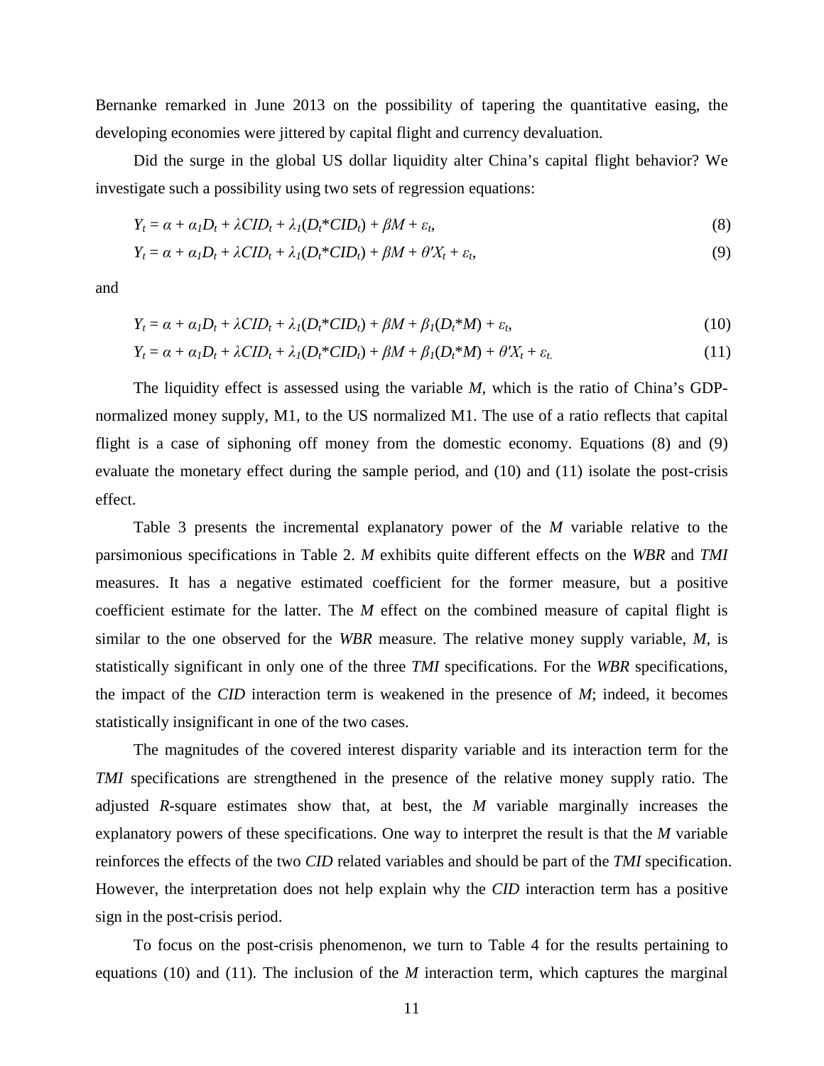Bernanke remarked in June 2013 on the possibility of tapering the quantitative easing, the developing economies were jittered by capital flight and currency devaluation.

Did the surge in the global US dollar liquidity alter China's capital flight behavior? We investigate such a possibility using two sets of regression equations:

$$Y_t = \alpha + \alpha_1 D_t + \lambda CID_t + \lambda_1 (D_t{*}CID_t) + \beta M + \varepsilon_t, \quad (8)$$

$$Y_t = \alpha + \alpha_1 D_t + \lambda CID_t + \lambda_1 (D_t{*}CID_t) + \beta M + \theta' X_t + \varepsilon_t, \quad (9)$$

and

$$Y_t = \alpha + \alpha_1 D_t + \lambda CID_t + \lambda_1 (D_t{*}CID_t) + \beta M + \beta_1 (D_t{*}M) + \varepsilon_t, \quad (10)$$

$$Y_t = \alpha + \alpha_1 D_t + \lambda CID_t + \lambda_1 (D_t{*}CID_t) + \beta M + \beta_1 (D_t{*}M) + \theta' X_t + \varepsilon_t. \quad (11)$$

The liquidity effect is assessed using the variable *M*, which is the ratio of China's GDP-normalized money supply, M1, to the US normalized M1. The use of a ratio reflects that capital flight is a case of siphoning off money from the domestic economy. Equations (8) and (9) evaluate the monetary effect during the sample period, and (10) and (11) isolate the post-crisis effect.

Table 3 presents the incremental explanatory power of the *M* variable relative to the parsimonious specifications in Table 2. *M* exhibits quite different effects on the *WBR* and *TMI* measures. It has a negative estimated coefficient for the former measure, but a positive coefficient estimate for the latter. The *M* effect on the combined measure of capital flight is similar to the one observed for the *WBR* measure. The relative money supply variable, *M*, is statistically significant in only one of the three *TMI* specifications. For the *WBR* specifications, the impact of the *CID* interaction term is weakened in the presence of *M*; indeed, it becomes statistically insignificant in one of the two cases.

The magnitudes of the covered interest disparity variable and its interaction term for the *TMI* specifications are strengthened in the presence of the relative money supply ratio. The adjusted *R*-square estimates show that, at best, the *M* variable marginally increases the explanatory powers of these specifications. One way to interpret the result is that the *M* variable reinforces the effects of the two *CID* related variables and should be part of the *TMI* specification. However, the interpretation does not help explain why the *CID* interaction term has a positive sign in the post-crisis period.

To focus on the post-crisis phenomenon, we turn to Table 4 for the results pertaining to equations (10) and (11). The inclusion of the *M* interaction term, which captures the marginal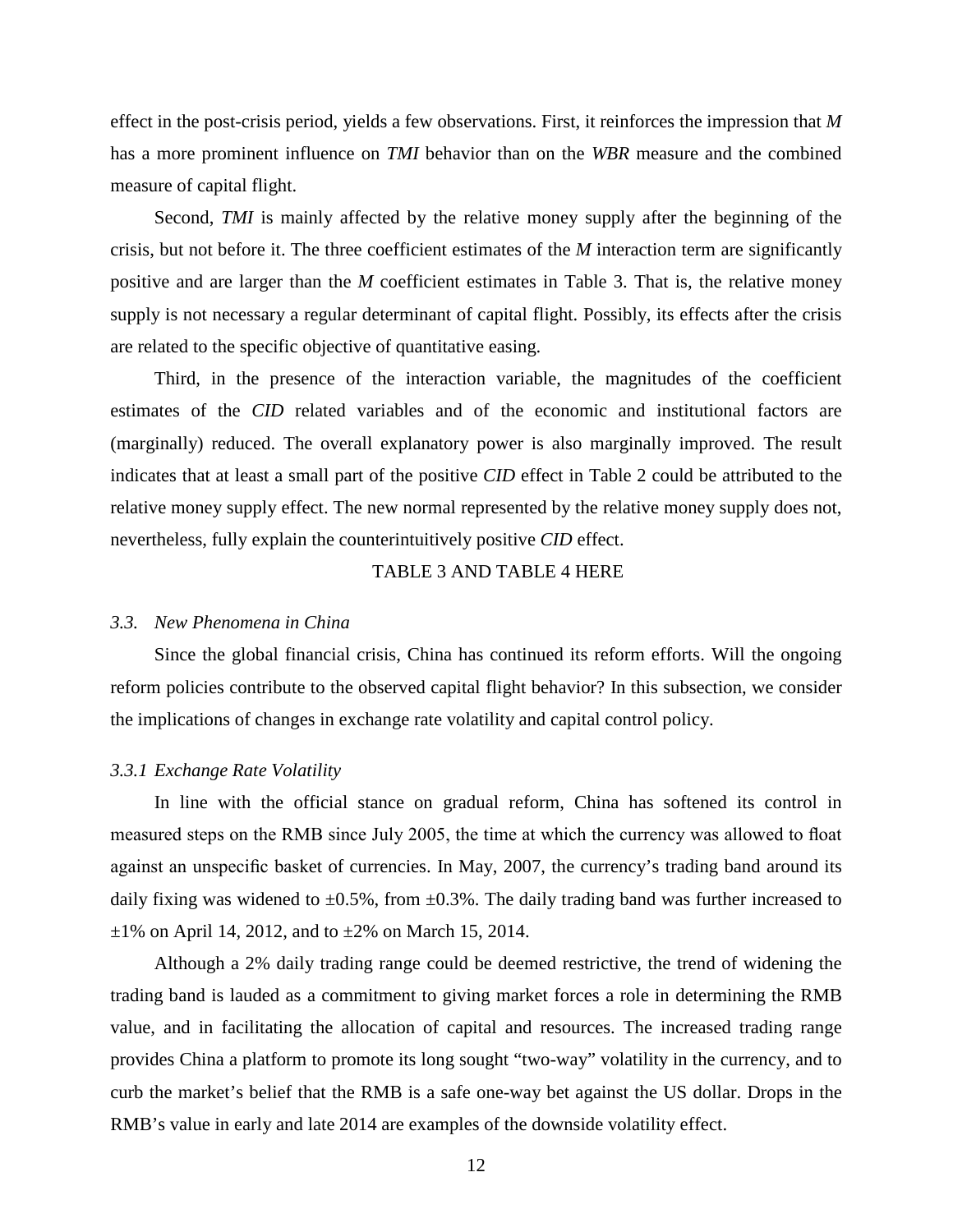effect in the post-crisis period, yields a few observations. First, it reinforces the impression that *M* has a more prominent influence on *TMI* behavior than on the *WBR* measure and the combined measure of capital flight.

Second, *TMI* is mainly affected by the relative money supply after the beginning of the crisis, but not before it. The three coefficient estimates of the *M* interaction term are significantly positive and are larger than the *M* coefficient estimates in Table 3. That is, the relative money supply is not necessary a regular determinant of capital flight. Possibly, its effects after the crisis are related to the specific objective of quantitative easing.

Third, in the presence of the interaction variable, the magnitudes of the coefficient estimates of the *CID* related variables and of the economic and institutional factors are (marginally) reduced. The overall explanatory power is also marginally improved. The result indicates that at least a small part of the positive *CID* effect in Table 2 could be attributed to the relative money supply effect. The new normal represented by the relative money supply does not, nevertheless, fully explain the counterintuitively positive *CID* effect.

TABLE 3 AND TABLE 4 HERE

### *3.3. New Phenomena in China*

Since the global financial crisis, China has continued its reform efforts. Will the ongoing reform policies contribute to the observed capital flight behavior? In this subsection, we consider the implications of changes in exchange rate volatility and capital control policy.

#### *3.3.1 Exchange Rate Volatility*

In line with the official stance on gradual reform, China has softened its control in measured steps on the RMB since July 2005, the time at which the currency was allowed to float against an unspecific basket of currencies. In May, 2007, the currency's trading band around its daily fixing was widened to ±0.5%, from ±0.3%. The daily trading band was further increased to ±1% on April 14, 2012, and to ±2% on March 15, 2014.

Although a 2% daily trading range could be deemed restrictive, the trend of widening the trading band is lauded as a commitment to giving market forces a role in determining the RMB value, and in facilitating the allocation of capital and resources. The increased trading range provides China a platform to promote its long sought "two-way" volatility in the currency, and to curb the market's belief that the RMB is a safe one-way bet against the US dollar. Drops in the RMB's value in early and late 2014 are examples of the downside volatility effect.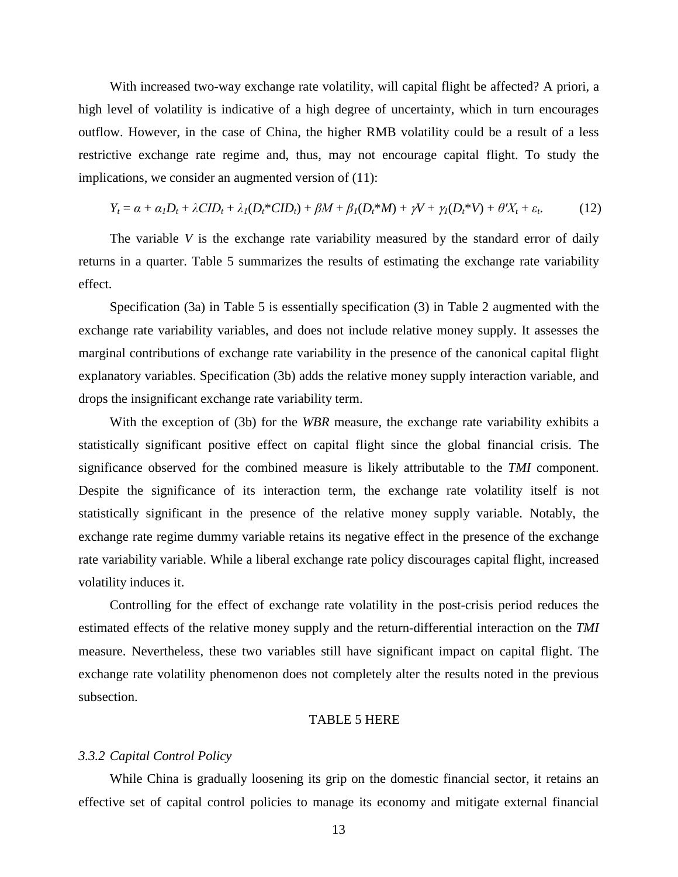With increased two-way exchange rate volatility, will capital flight be affected? A priori, a high level of volatility is indicative of a high degree of uncertainty, which in turn encourages outflow. However, in the case of China, the higher RMB volatility could be a result of a less restrictive exchange rate regime and, thus, may not encourage capital flight. To study the implications, we consider an augmented version of (11):

$$Y_t = \alpha + \alpha_1 D_t + \lambda CID_t + \lambda_1(D_t{*}CID_t) + \beta M + \beta_1(D_t{*}M) + \gamma V + \gamma_1(D_t{*}V) + \theta' X_t + \varepsilon_t. \tag{12}$$

The variable $V$ is the exchange rate variability measured by the standard error of daily returns in a quarter. Table 5 summarizes the results of estimating the exchange rate variability effect.

Specification (3a) in Table 5 is essentially specification (3) in Table 2 augmented with the exchange rate variability variables, and does not include relative money supply. It assesses the marginal contributions of exchange rate variability in the presence of the canonical capital flight explanatory variables. Specification (3b) adds the relative money supply interaction variable, and drops the insignificant exchange rate variability term.

With the exception of (3b) for the *WBR* measure, the exchange rate variability exhibits a statistically significant positive effect on capital flight since the global financial crisis. The significance observed for the combined measure is likely attributable to the *TMI* component. Despite the significance of its interaction term, the exchange rate volatility itself is not statistically significant in the presence of the relative money supply variable. Notably, the exchange rate regime dummy variable retains its negative effect in the presence of the exchange rate variability variable. While a liberal exchange rate policy discourages capital flight, increased volatility induces it.

Controlling for the effect of exchange rate volatility in the post-crisis period reduces the estimated effects of the relative money supply and the return-differential interaction on the *TMI* measure. Nevertheless, these two variables still have significant impact on capital flight. The exchange rate volatility phenomenon does not completely alter the results noted in the previous subsection.

TABLE 5 HERE

### *3.3.2 Capital Control Policy*

While China is gradually loosening its grip on the domestic financial sector, it retains an effective set of capital control policies to manage its economy and mitigate external financial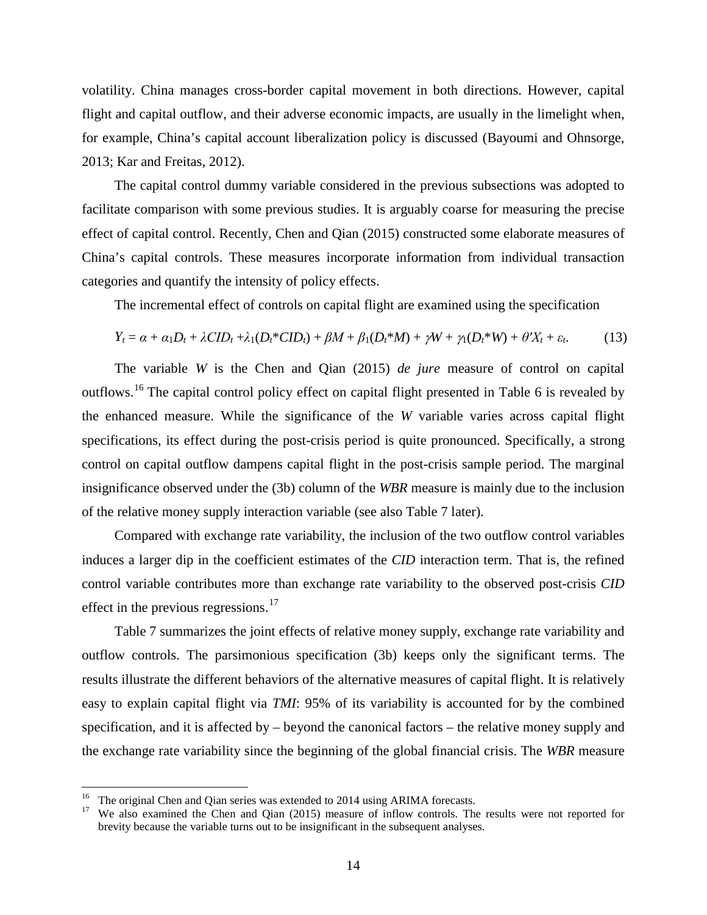volatility. China manages cross-border capital movement in both directions. However, capital flight and capital outflow, and their adverse economic impacts, are usually in the limelight when, for example, China's capital account liberalization policy is discussed (Bayoumi and Ohnsorge, 2013; Kar and Freitas, 2012).

The capital control dummy variable considered in the previous subsections was adopted to facilitate comparison with some previous studies. It is arguably coarse for measuring the precise effect of capital control. Recently, Chen and Qian (2015) constructed some elaborate measures of China's capital controls. These measures incorporate information from individual transaction categories and quantify the intensity of policy effects.

The incremental effect of controls on capital flight are examined using the specification

$$Y_t = \alpha + \alpha_1 D_t + \lambda CID_t + \lambda_1(D_t{*}CID_t) + \beta M + \beta_1(D_t{*}M) + \gamma W + \gamma_1(D_t{*}W) + \theta' X_t + \varepsilon_t. \tag{13}$$

The variable $W$ is the Chen and Qian (2015) *de jure* measure of control on capital outflows.[16] The capital control policy effect on capital flight presented in Table 6 is revealed by the enhanced measure. While the significance of the $W$ variable varies across capital flight specifications, its effect during the post-crisis period is quite pronounced. Specifically, a strong control on capital outflow dampens capital flight in the post-crisis sample period. The marginal insignificance observed under the (3b) column of the *WBR* measure is mainly due to the inclusion of the relative money supply interaction variable (see also Table 7 later).

Compared with exchange rate variability, the inclusion of the two outflow control variables induces a larger dip in the coefficient estimates of the *CID* interaction term. That is, the refined control variable contributes more than exchange rate variability to the observed post-crisis *CID* effect in the previous regressions.[17]

Table 7 summarizes the joint effects of relative money supply, exchange rate variability and outflow controls. The parsimonious specification (3b) keeps only the significant terms. The results illustrate the different behaviors of the alternative measures of capital flight. It is relatively easy to explain capital flight via *TMI*: 95% of its variability is accounted for by the combined specification, and it is affected by – beyond the canonical factors – the relative money supply and the exchange rate variability since the beginning of the global financial crisis. The *WBR* measure

---

[16] The original Chen and Qian series was extended to 2014 using ARIMA forecasts.

[17] We also examined the Chen and Qian (2015) measure of inflow controls. The results were not reported for brevity because the variable turns out to be insignificant in the subsequent analyses.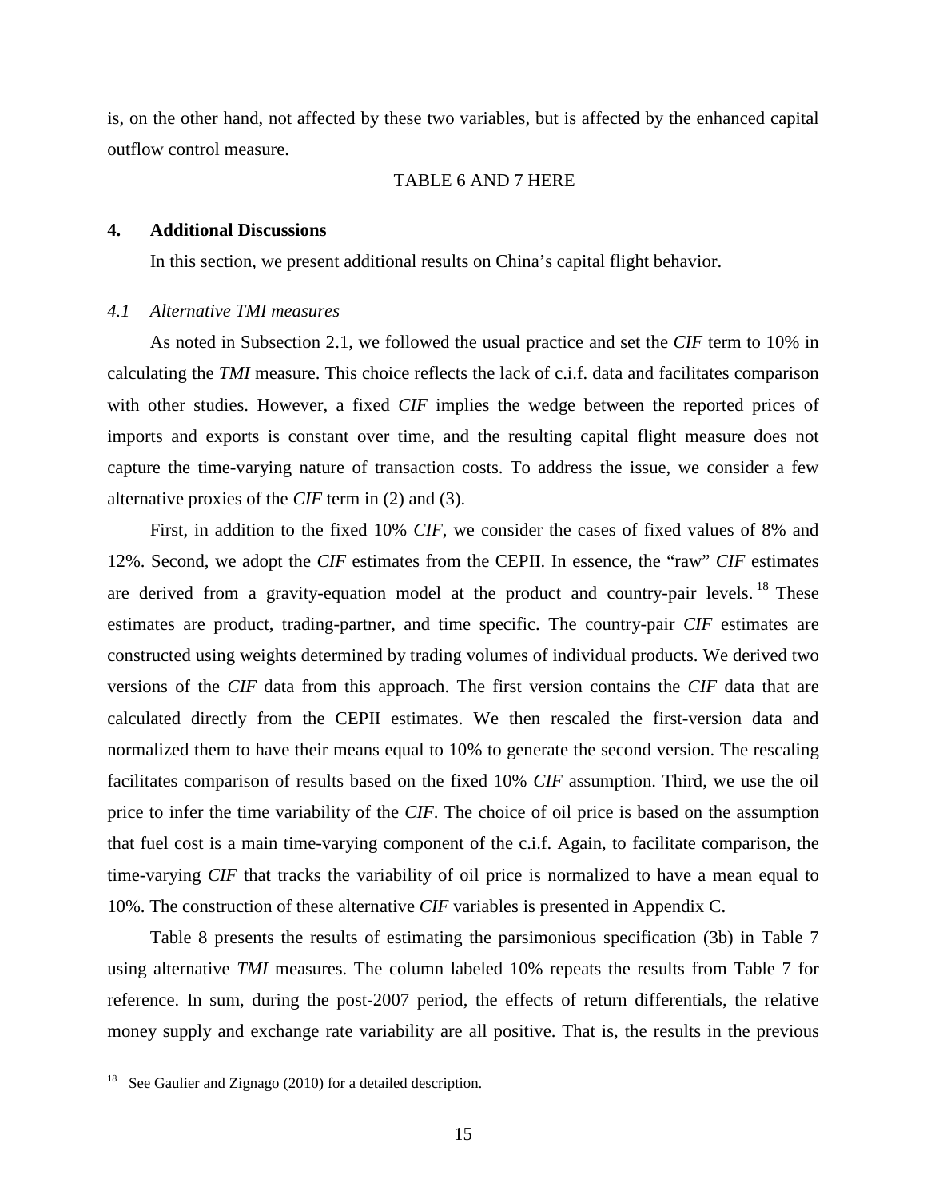is, on the other hand, not affected by these two variables, but is affected by the enhanced capital outflow control measure.

TABLE 6 AND 7 HERE

## 4. Additional Discussions

In this section, we present additional results on China's capital flight behavior.

### *4.1 Alternative TMI measures*

As noted in Subsection 2.1, we followed the usual practice and set the *CIF* term to 10% in calculating the *TMI* measure. This choice reflects the lack of c.i.f. data and facilitates comparison with other studies. However, a fixed *CIF* implies the wedge between the reported prices of imports and exports is constant over time, and the resulting capital flight measure does not capture the time-varying nature of transaction costs. To address the issue, we consider a few alternative proxies of the *CIF* term in (2) and (3).

First, in addition to the fixed 10% *CIF*, we consider the cases of fixed values of 8% and 12%. Second, we adopt the *CIF* estimates from the CEPII. In essence, the "raw" *CIF* estimates are derived from a gravity-equation model at the product and country-pair levels.[18] These estimates are product, trading-partner, and time specific. The country-pair *CIF* estimates are constructed using weights determined by trading volumes of individual products. We derived two versions of the *CIF* data from this approach. The first version contains the *CIF* data that are calculated directly from the CEPII estimates. We then rescaled the first-version data and normalized them to have their means equal to 10% to generate the second version. The rescaling facilitates comparison of results based on the fixed 10% *CIF* assumption. Third, we use the oil price to infer the time variability of the *CIF*. The choice of oil price is based on the assumption that fuel cost is a main time-varying component of the c.i.f. Again, to facilitate comparison, the time-varying *CIF* that tracks the variability of oil price is normalized to have a mean equal to 10%. The construction of these alternative *CIF* variables is presented in Appendix C.

Table 8 presents the results of estimating the parsimonious specification (3b) in Table 7 using alternative *TMI* measures. The column labeled 10% repeats the results from Table 7 for reference. In sum, during the post-2007 period, the effects of return differentials, the relative money supply and exchange rate variability are all positive. That is, the results in the previous

[18] See Gaulier and Zignago (2010) for a detailed description.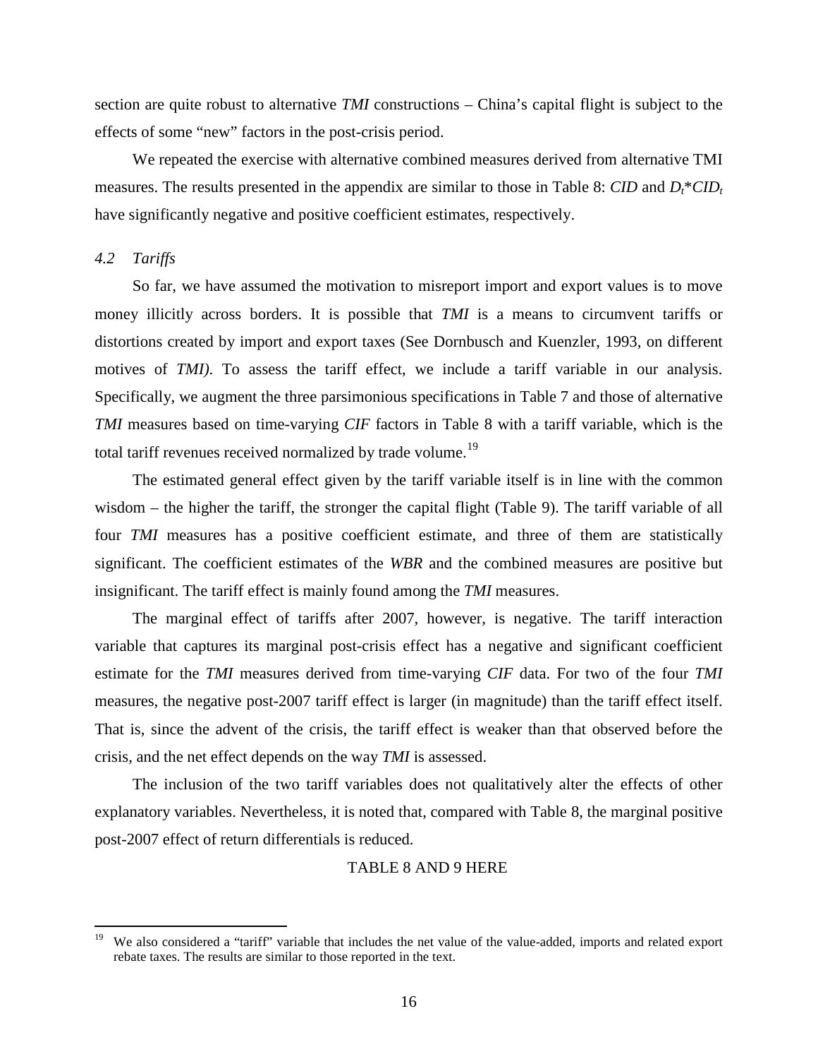section are quite robust to alternative *TMI* constructions – China's capital flight is subject to the effects of some "new" factors in the post-crisis period.

We repeated the exercise with alternative combined measures derived from alternative TMI measures. The results presented in the appendix are similar to those in Table 8: *CID* and $D_t$\*$CID_t$ have significantly negative and positive coefficient estimates, respectively.

### *4.2 Tariffs*

So far, we have assumed the motivation to misreport import and export values is to move money illicitly across borders. It is possible that *TMI* is a means to circumvent tariffs or distortions created by import and export taxes (See Dornbusch and Kuenzler, 1993, on different motives of *TMI)*. To assess the tariff effect, we include a tariff variable in our analysis. Specifically, we augment the three parsimonious specifications in Table 7 and those of alternative *TMI* measures based on time-varying *CIF* factors in Table 8 with a tariff variable, which is the total tariff revenues received normalized by trade volume.[19]

The estimated general effect given by the tariff variable itself is in line with the common wisdom – the higher the tariff, the stronger the capital flight (Table 9). The tariff variable of all four *TMI* measures has a positive coefficient estimate, and three of them are statistically significant. The coefficient estimates of the *WBR* and the combined measures are positive but insignificant. The tariff effect is mainly found among the *TMI* measures.

The marginal effect of tariffs after 2007, however, is negative. The tariff interaction variable that captures its marginal post-crisis effect has a negative and significant coefficient estimate for the *TMI* measures derived from time-varying *CIF* data. For two of the four *TMI* measures, the negative post-2007 tariff effect is larger (in magnitude) than the tariff effect itself. That is, since the advent of the crisis, the tariff effect is weaker than that observed before the crisis, and the net effect depends on the way *TMI* is assessed.

The inclusion of the two tariff variables does not qualitatively alter the effects of other explanatory variables. Nevertheless, it is noted that, compared with Table 8, the marginal positive post-2007 effect of return differentials is reduced.

TABLE 8 AND 9 HERE

[19] We also considered a "tariff" variable that includes the net value of the value-added, imports and related export rebate taxes. The results are similar to those reported in the text.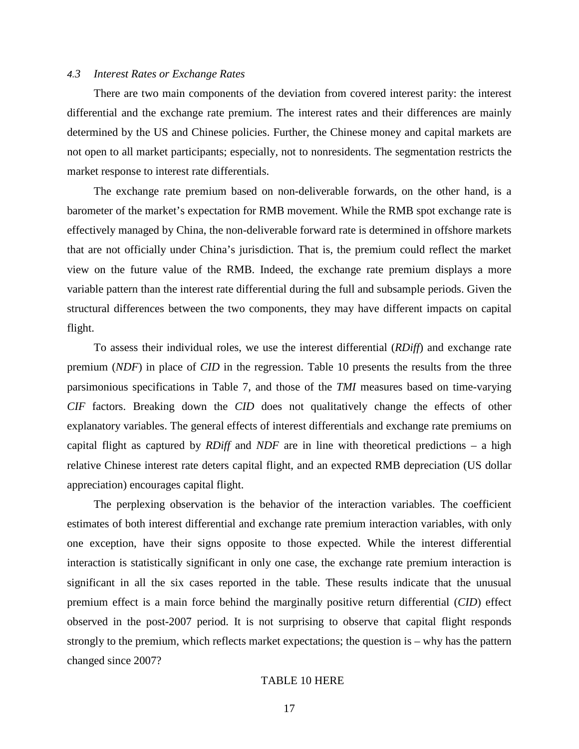### *4.3 Interest Rates or Exchange Rates*

There are two main components of the deviation from covered interest parity: the interest differential and the exchange rate premium. The interest rates and their differences are mainly determined by the US and Chinese policies. Further, the Chinese money and capital markets are not open to all market participants; especially, not to nonresidents. The segmentation restricts the market response to interest rate differentials.

The exchange rate premium based on non-deliverable forwards, on the other hand, is a barometer of the market's expectation for RMB movement. While the RMB spot exchange rate is effectively managed by China, the non-deliverable forward rate is determined in offshore markets that are not officially under China's jurisdiction. That is, the premium could reflect the market view on the future value of the RMB. Indeed, the exchange rate premium displays a more variable pattern than the interest rate differential during the full and subsample periods. Given the structural differences between the two components, they may have different impacts on capital flight.

To assess their individual roles, we use the interest differential (*RDiff*) and exchange rate premium (*NDF*) in place of *CID* in the regression. Table 10 presents the results from the three parsimonious specifications in Table 7, and those of the *TMI* measures based on time-varying *CIF* factors. Breaking down the *CID* does not qualitatively change the effects of other explanatory variables. The general effects of interest differentials and exchange rate premiums on capital flight as captured by *RDiff* and *NDF* are in line with theoretical predictions – a high relative Chinese interest rate deters capital flight, and an expected RMB depreciation (US dollar appreciation) encourages capital flight.

The perplexing observation is the behavior of the interaction variables. The coefficient estimates of both interest differential and exchange rate premium interaction variables, with only one exception, have their signs opposite to those expected. While the interest differential interaction is statistically significant in only one case, the exchange rate premium interaction is significant in all the six cases reported in the table. These results indicate that the unusual premium effect is a main force behind the marginally positive return differential (*CID*) effect observed in the post-2007 period. It is not surprising to observe that capital flight responds strongly to the premium, which reflects market expectations; the question is – why has the pattern changed since 2007?

TABLE 10 HERE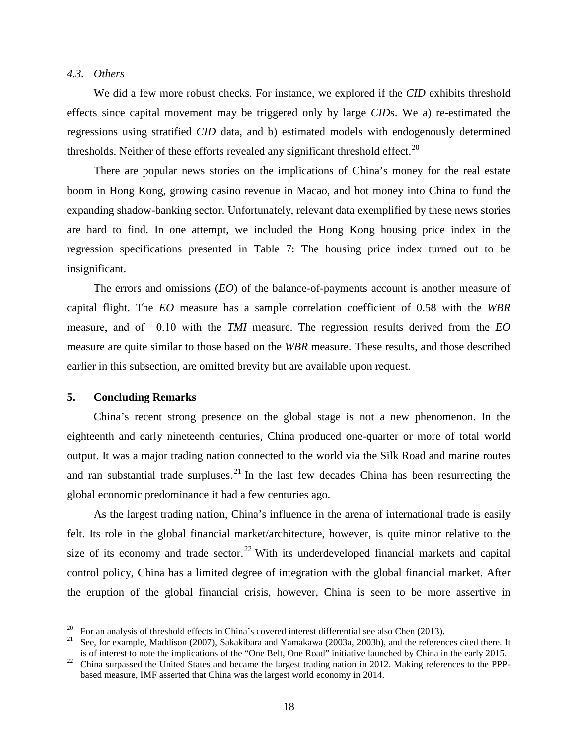### 4.3. Others

We did a few more robust checks. For instance, we explored if the *CID* exhibits threshold effects since capital movement may be triggered only by large *CID*s. We a) re-estimated the regressions using stratified *CID* data, and b) estimated models with endogenously determined thresholds. Neither of these efforts revealed any significant threshold effect.[20]

There are popular news stories on the implications of China's money for the real estate boom in Hong Kong, growing casino revenue in Macao, and hot money into China to fund the expanding shadow-banking sector. Unfortunately, relevant data exemplified by these news stories are hard to find. In one attempt, we included the Hong Kong housing price index in the regression specifications presented in Table 7: The housing price index turned out to be insignificant.

The errors and omissions (*EO*) of the balance-of-payments account is another measure of capital flight. The *EO* measure has a sample correlation coefficient of 0.58 with the *WBR* measure, and of −0.10 with the *TMI* measure. The regression results derived from the *EO* measure are quite similar to those based on the *WBR* measure. These results, and those described earlier in this subsection, are omitted brevity but are available upon request.

## 5. Concluding Remarks

China's recent strong presence on the global stage is not a new phenomenon. In the eighteenth and early nineteenth centuries, China produced one-quarter or more of total world output. It was a major trading nation connected to the world via the Silk Road and marine routes and ran substantial trade surpluses.[21] In the last few decades China has been resurrecting the global economic predominance it had a few centuries ago.

As the largest trading nation, China's influence in the arena of international trade is easily felt. Its role in the global financial market/architecture, however, is quite minor relative to the size of its economy and trade sector.[22] With its underdeveloped financial markets and capital control policy, China has a limited degree of integration with the global financial market. After the eruption of the global financial crisis, however, China is seen to be more assertive in

---

[20] For an analysis of threshold effects in China's covered interest differential see also Chen (2013).

[21] See, for example, Maddison (2007), Sakakibara and Yamakawa (2003a, 2003b), and the references cited there. It is of interest to note the implications of the "One Belt, One Road" initiative launched by China in the early 2015.

[22] China surpassed the United States and became the largest trading nation in 2012. Making references to the PPP-based measure, IMF asserted that China was the largest world economy in 2014.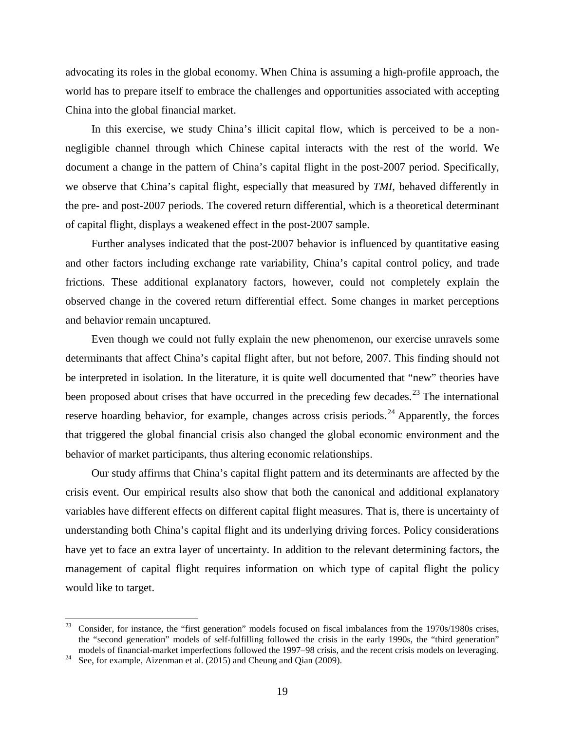advocating its roles in the global economy. When China is assuming a high-profile approach, the world has to prepare itself to embrace the challenges and opportunities associated with accepting China into the global financial market.

In this exercise, we study China's illicit capital flow, which is perceived to be a non-negligible channel through which Chinese capital interacts with the rest of the world. We document a change in the pattern of China's capital flight in the post-2007 period. Specifically, we observe that China's capital flight, especially that measured by *TMI*, behaved differently in the pre- and post-2007 periods. The covered return differential, which is a theoretical determinant of capital flight, displays a weakened effect in the post-2007 sample.

Further analyses indicated that the post-2007 behavior is influenced by quantitative easing and other factors including exchange rate variability, China's capital control policy, and trade frictions. These additional explanatory factors, however, could not completely explain the observed change in the covered return differential effect. Some changes in market perceptions and behavior remain uncaptured.

Even though we could not fully explain the new phenomenon, our exercise unravels some determinants that affect China's capital flight after, but not before, 2007. This finding should not be interpreted in isolation. In the literature, it is quite well documented that "new" theories have been proposed about crises that have occurred in the preceding few decades.[23] The international reserve hoarding behavior, for example, changes across crisis periods.[24] Apparently, the forces that triggered the global financial crisis also changed the global economic environment and the behavior of market participants, thus altering economic relationships.

Our study affirms that China's capital flight pattern and its determinants are affected by the crisis event. Our empirical results also show that both the canonical and additional explanatory variables have different effects on different capital flight measures. That is, there is uncertainty of understanding both China's capital flight and its underlying driving forces. Policy considerations have yet to face an extra layer of uncertainty. In addition to the relevant determining factors, the management of capital flight requires information on which type of capital flight the policy would like to target.

---

[23] Consider, for instance, the "first generation" models focused on fiscal imbalances from the 1970s/1980s crises, the "second generation" models of self-fulfilling followed the crisis in the early 1990s, the "third generation" models of financial-market imperfections followed the 1997–98 crisis, and the recent crisis models on leveraging.

[24] See, for example, Aizenman et al. (2015) and Cheung and Qian (2009).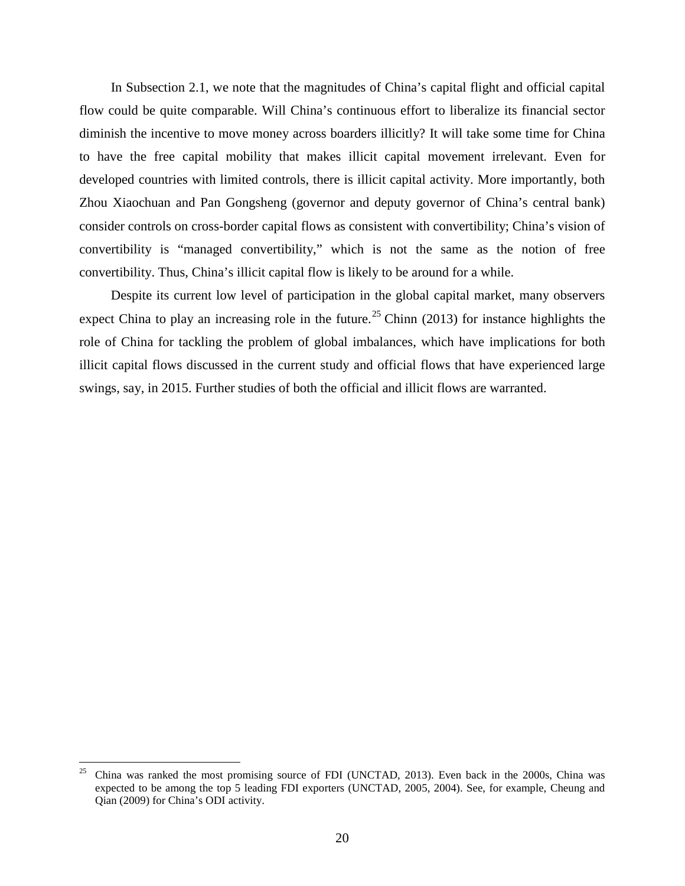In Subsection 2.1, we note that the magnitudes of China's capital flight and official capital flow could be quite comparable. Will China's continuous effort to liberalize its financial sector diminish the incentive to move money across boarders illicitly? It will take some time for China to have the free capital mobility that makes illicit capital movement irrelevant. Even for developed countries with limited controls, there is illicit capital activity. More importantly, both Zhou Xiaochuan and Pan Gongsheng (governor and deputy governor of China's central bank) consider controls on cross-border capital flows as consistent with convertibility; China's vision of convertibility is "managed convertibility," which is not the same as the notion of free convertibility. Thus, China's illicit capital flow is likely to be around for a while.

Despite its current low level of participation in the global capital market, many observers expect China to play an increasing role in the future.[25] Chinn (2013) for instance highlights the role of China for tackling the problem of global imbalances, which have implications for both illicit capital flows discussed in the current study and official flows that have experienced large swings, say, in 2015. Further studies of both the official and illicit flows are warranted.

---

[25] China was ranked the most promising source of FDI (UNCTAD, 2013). Even back in the 2000s, China was expected to be among the top 5 leading FDI exporters (UNCTAD, 2005, 2004). See, for example, Cheung and Qian (2009) for China's ODI activity.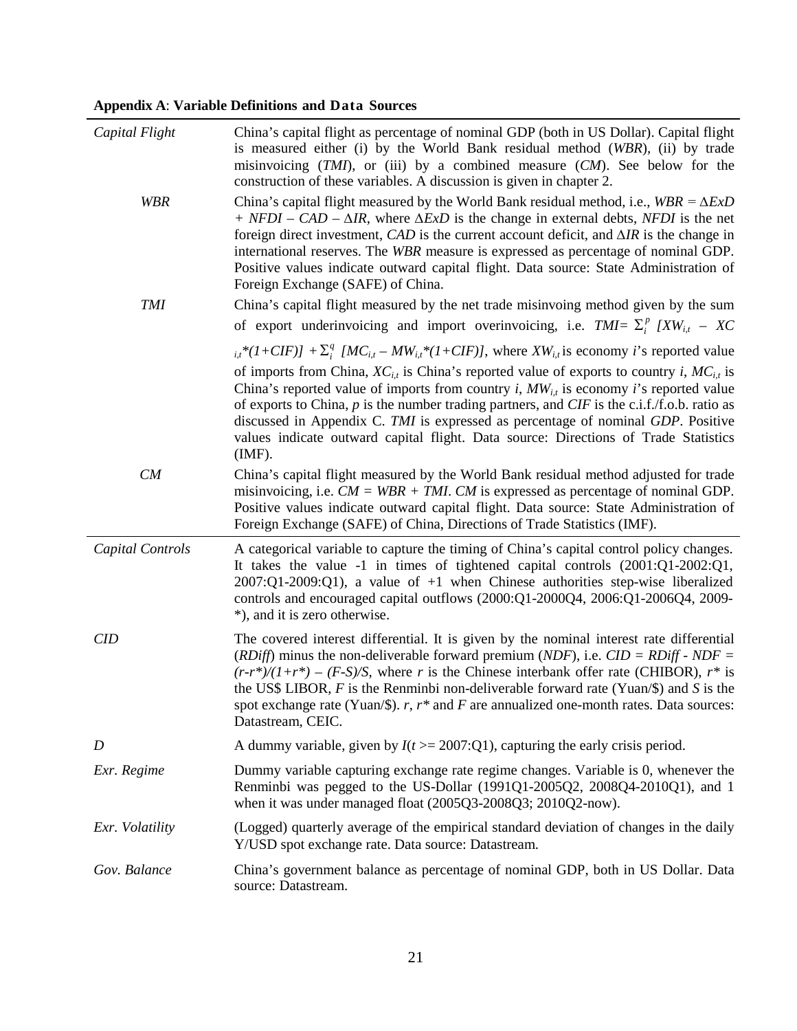**Appendix A**: **Variable Definitions and Data Sources**

| | |
|---|---|
| *Capital Flight* | China's capital flight as percentage of nominal GDP (both in US Dollar). Capital flight is measured either (i) by the World Bank residual method (*WBR*), (ii) by trade misinvoicing (*TMI*), or (iii) by a combined measure (*CM*). See below for the construction of these variables. A discussion is given in chapter 2. |
| *WBR* | China's capital flight measured by the World Bank residual method, i.e., $WBR = \Delta ExD + NFDI - CAD - \Delta IR$, where $\Delta ExD$ is the change in external debts, *NFDI* is the net foreign direct investment, *CAD* is the current account deficit, and $\Delta IR$ is the change in international reserves. The *WBR* measure is expressed as percentage of nominal GDP. Positive values indicate outward capital flight. Data source: State Administration of Foreign Exchange (SAFE) of China. |
| *TMI* | China's capital flight measured by the net trade misinvoing method given by the sum of export underinvoicing and import overinvoicing, i.e. $TMI = \Sigma_i^p [XW_{i,t} - XC_{i,t}*(1+CIF)] + \Sigma_i^q [MC_{i,t} - MW_{i,t}*(1+CIF)]$, where $XW_{i,t}$ is economy *i*'s reported value of imports from China, $XC_{i,t}$ is China's reported value of exports to country *i*, $MC_{i,t}$ is China's reported value of imports from country *i*, $MW_{i,t}$ is economy *i*'s reported value of exports to China, *p* is the number trading partners, and *CIF* is the c.i.f./f.o.b. ratio as discussed in Appendix C. *TMI* is expressed as percentage of nominal *GDP*. Positive values indicate outward capital flight. Data source: Directions of Trade Statistics (IMF). |
| *CM* | China's capital flight measured by the World Bank residual method adjusted for trade misinvoicing, i.e. $CM = WBR + TMI$. *CM* is expressed as percentage of nominal GDP. Positive values indicate outward capital flight. Data source: State Administration of Foreign Exchange (SAFE) of China, Directions of Trade Statistics (IMF). |
| *Capital Controls* | A categorical variable to capture the timing of China's capital control policy changes. It takes the value -1 in times of tightened capital controls (2001:Q1-2002:Q1, 2007:Q1-2009:Q1), a value of +1 when Chinese authorities step-wise liberalized controls and encouraged capital outflows (2000:Q1-2000Q4, 2006:Q1-2006Q4, 2009-*), and it is zero otherwise. |
| *CID* | The covered interest differential. It is given by the nominal interest rate differential (*RDiff*) minus the non-deliverable forward premium (*NDF*), i.e. $CID = RDiff - NDF = (r-r^*)/(1+r^*) - (F-S)/S$, where *r* is the Chinese interbank offer rate (CHIBOR), $r^*$ is the US$ LIBOR, *F* is the Renminbi non-deliverable forward rate (Yuan/$) and *S* is the spot exchange rate (Yuan/$). *r*, $r^*$ and *F* are annualized one-month rates. Data sources: Datastream, CEIC. |
| *D* | A dummy variable, given by $I(t >= 2007{:}Q1)$, capturing the early crisis period. |
| *Exr. Regime* | Dummy variable capturing exchange rate regime changes. Variable is 0, whenever the Renminbi was pegged to the US-Dollar (1991Q1-2005Q2, 2008Q4-2010Q1), and 1 when it was under managed float (2005Q3-2008Q3; 2010Q2-now). |
| *Exr. Volatility* | (Logged) quarterly average of the empirical standard deviation of changes in the daily Y/USD spot exchange rate. Data source: Datastream. |
| *Gov. Balance* | China's government balance as percentage of nominal GDP, both in US Dollar. Data source: Datastream. |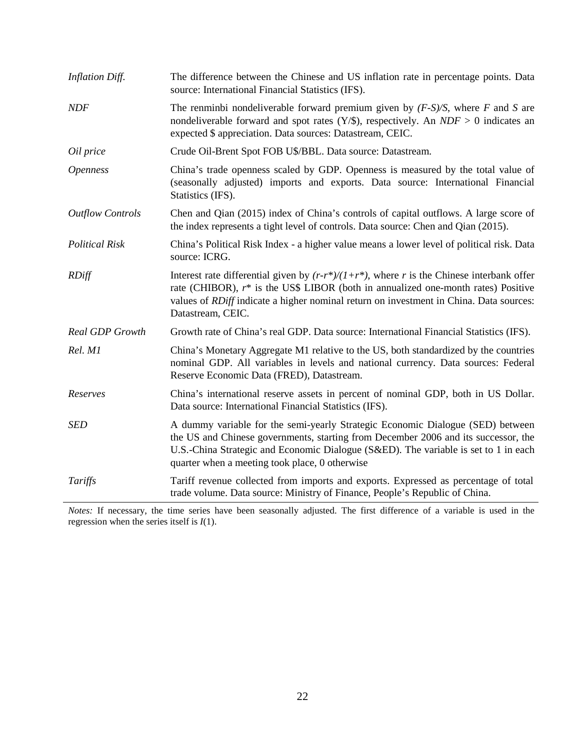| | |
|---|---|
| *Inflation Diff.* | The difference between the Chinese and US inflation rate in percentage points. Data source: International Financial Statistics (IFS). |
| *NDF* | The renminbi nondeliverable forward premium given by $(F\text{-}S)/S$, where $F$ and $S$ are nondeliverable forward and spot rates (Y/$), respectively. An $NDF > 0$ indicates an expected $ appreciation. Data sources: Datastream, CEIC. |
| *Oil price* | Crude Oil-Brent Spot FOB U$/BBL. Data source: Datastream. |
| *Openness* | China's trade openness scaled by GDP. Openness is measured by the total value of (seasonally adjusted) imports and exports. Data source: International Financial Statistics (IFS). |
| *Outflow Controls* | Chen and Qian (2015) index of China's controls of capital outflows. A large score of the index represents a tight level of controls. Data source: Chen and Qian (2015). |
| *Political Risk* | China's Political Risk Index - a higher value means a lower level of political risk. Data source: ICRG. |
| *RDiff* | Interest rate differential given by $(r\text{-}r^*)/(1+r^*)$, where $r$ is the Chinese interbank offer rate (CHIBOR), $r^*$ is the US$ LIBOR (both in annualized one-month rates) Positive values of *RDiff* indicate a higher nominal return on investment in China. Data sources: Datastream, CEIC. |
| *Real GDP Growth* | Growth rate of China's real GDP. Data source: International Financial Statistics (IFS). |
| *Rel. M1* | China's Monetary Aggregate M1 relative to the US, both standardized by the countries nominal GDP. All variables in levels and national currency. Data sources: Federal Reserve Economic Data (FRED), Datastream. |
| *Reserves* | China's international reserve assets in percent of nominal GDP, both in US Dollar. Data source: International Financial Statistics (IFS). |
| *SED* | A dummy variable for the semi-yearly Strategic Economic Dialogue (SED) between the US and Chinese governments, starting from December 2006 and its successor, the U.S.-China Strategic and Economic Dialogue (S&ED). The variable is set to 1 in each quarter when a meeting took place, 0 otherwise |
| *Tariffs* | Tariff revenue collected from imports and exports. Expressed as percentage of total trade volume. Data source: Ministry of Finance, People's Republic of China. |

*Notes:* If necessary, the time series have been seasonally adjusted. The first difference of a variable is used in the regression when the series itself is $I(1)$.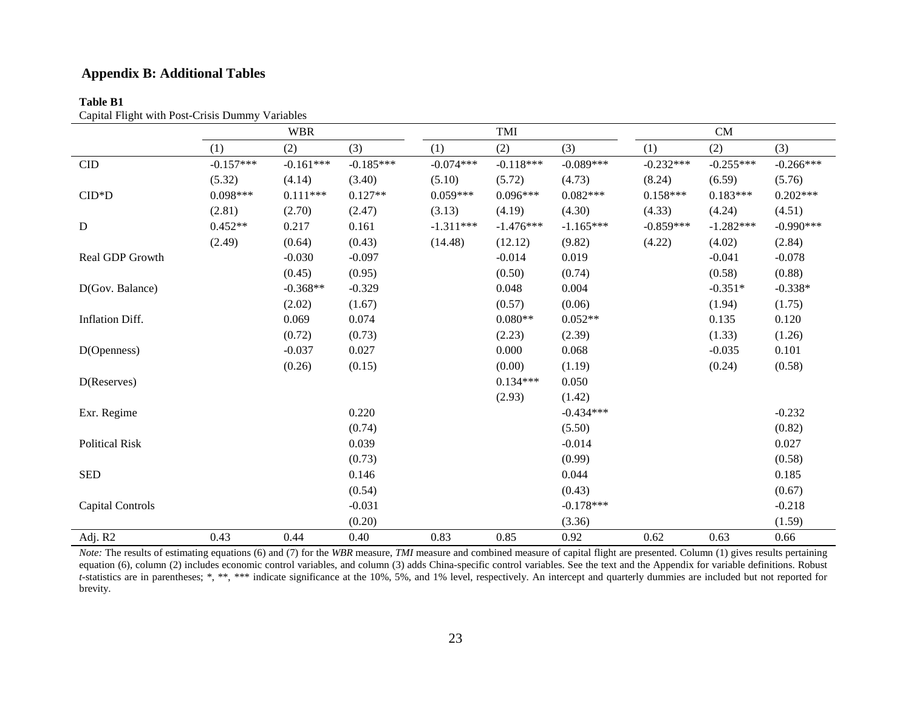## Appendix B: Additional Tables

**Table B1**

Capital Flight with Post-Crisis Dummy Variables

| | WBR | | | TMI | | | CM | | |
|---|---|---|---|---|---|---|---|---|---|
| | (1) | (2) | (3) | (1) | (2) | (3) | (1) | (2) | (3) |
| CID | -0.157*** | -0.161*** | -0.185*** | -0.074*** | -0.118*** | -0.089*** | -0.232*** | -0.255*** | -0.266*** |
| | (5.32) | (4.14) | (3.40) | (5.10) | (5.72) | (4.73) | (8.24) | (6.59) | (5.76) |
| CID*D | 0.098*** | 0.111*** | 0.127** | 0.059*** | 0.096*** | 0.082*** | 0.158*** | 0.183*** | 0.202*** |
| | (2.81) | (2.70) | (2.47) | (3.13) | (4.19) | (4.30) | (4.33) | (4.24) | (4.51) |
| D | 0.452** | 0.217 | 0.161 | -1.311*** | -1.476*** | -1.165*** | -0.859*** | -1.282*** | -0.990*** |
| | (2.49) | (0.64) | (0.43) | (14.48) | (12.12) | (9.82) | (4.22) | (4.02) | (2.84) |
| Real GDP Growth | | -0.030 | -0.097 | | -0.014 | 0.019 | | -0.041 | -0.078 |
| | | (0.45) | (0.95) | | (0.50) | (0.74) | | (0.58) | (0.88) |
| D(Gov. Balance) | | -0.368** | -0.329 | | 0.048 | 0.004 | | -0.351* | -0.338* |
| | | (2.02) | (1.67) | | (0.57) | (0.06) | | (1.94) | (1.75) |
| Inflation Diff. | | 0.069 | 0.074 | | 0.080** | 0.052** | | 0.135 | 0.120 |
| | | (0.72) | (0.73) | | (2.23) | (2.39) | | (1.33) | (1.26) |
| D(Openness) | | -0.037 | 0.027 | | 0.000 | 0.068 | | -0.035 | 0.101 |
| | | (0.26) | (0.15) | | (0.00) | (1.19) | | (0.24) | (0.58) |
| D(Reserves) | | | | | 0.134*** | 0.050 | | | |
| | | | | | (2.93) | (1.42) | | | |
| Exr. Regime | | | 0.220 | | | -0.434*** | | | -0.232 |
| | | | (0.74) | | | (5.50) | | | (0.82) |
| Political Risk | | | 0.039 | | | -0.014 | | | 0.027 |
| | | | (0.73) | | | (0.99) | | | (0.58) |
| SED | | | 0.146 | | | 0.044 | | | 0.185 |
| | | | (0.54) | | | (0.43) | | | (0.67) |
| Capital Controls | | | -0.031 | | | -0.178*** | | | -0.218 |
| | | | (0.20) | | | (3.36) | | | (1.59) |
| Adj. R2 | 0.43 | 0.44 | 0.40 | 0.83 | 0.85 | 0.92 | 0.62 | 0.63 | 0.66 |

*Note:* The results of estimating equations (6) and (7) for the *WBR* measure, *TMI* measure and combined measure of capital flight are presented. Column (1) gives results pertaining equation (6), column (2) includes economic control variables, and column (3) adds China-specific control variables. See the text and the Appendix for variable definitions. Robust *t*-statistics are in parentheses; *, **, *** indicate significance at the 10%, 5%, and 1% level, respectively. An intercept and quarterly dummies are included but not reported for brevity.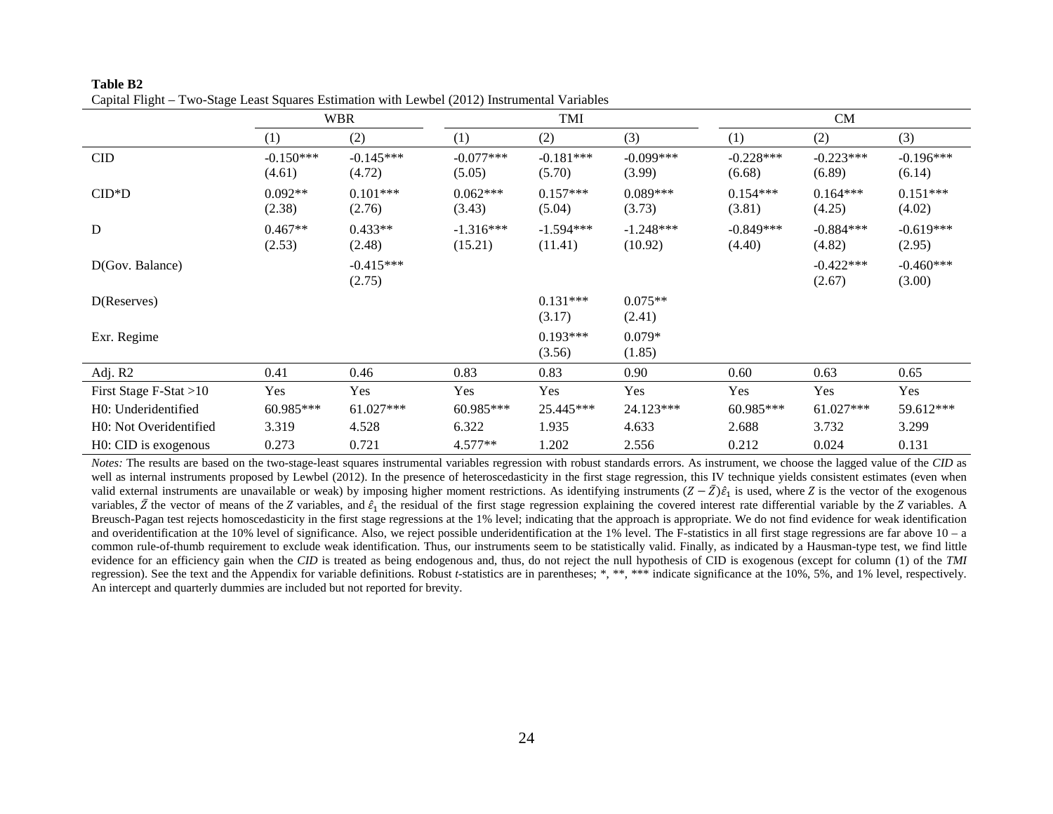**Table B2**

Capital Flight – Two-Stage Least Squares Estimation with Lewbel (2012) Instrumental Variables

| | WBR | | TMI | | | CM | | |
|---|---|---|---|---|---|---|---|---|
| | (1) | (2) | (1) | (2) | (3) | (1) | (2) | (3) |
| CID | -0.150*** | -0.145*** | -0.077*** | -0.181*** | -0.099*** | -0.228*** | -0.223*** | -0.196*** |
| | (4.61) | (4.72) | (5.05) | (5.70) | (3.99) | (6.68) | (6.89) | (6.14) |
| CID*D | 0.092** | 0.101*** | 0.062*** | 0.157*** | 0.089*** | 0.154*** | 0.164*** | 0.151*** |
| | (2.38) | (2.76) | (3.43) | (5.04) | (3.73) | (3.81) | (4.25) | (4.02) |
| D | 0.467** | 0.433** | -1.316*** | -1.594*** | -1.248*** | -0.849*** | -0.884*** | -0.619*** |
| | (2.53) | (2.48) | (15.21) | (11.41) | (10.92) | (4.40) | (4.82) | (2.95) |
| D(Gov. Balance) | | -0.415*** | | | | | -0.422*** | -0.460*** |
| | | (2.75) | | | | | (2.67) | (3.00) |
| D(Reserves) | | | | 0.131*** | 0.075** | | | |
| | | | | (3.17) | (2.41) | | | |
| Exr. Regime | | | | 0.193*** | 0.079* | | | |
| | | | | (3.56) | (1.85) | | | |
| Adj. R2 | 0.41 | 0.46 | 0.83 | 0.83 | 0.90 | 0.60 | 0.63 | 0.65 |
| First Stage F-Stat >10 | Yes | Yes | Yes | Yes | Yes | Yes | Yes | Yes |
| H0: Underidentified | 60.985*** | 61.027*** | 60.985*** | 25.445*** | 24.123*** | 60.985*** | 61.027*** | 59.612*** |
| H0: Not Overidentified | 3.319 | 4.528 | 6.322 | 1.935 | 4.633 | 2.688 | 3.732 | 3.299 |
| H0: CID is exogenous | 0.273 | 0.721 | 4.577** | 1.202 | 2.556 | 0.212 | 0.024 | 0.131 |

*Notes:* The results are based on the two-stage-least squares instrumental variables regression with robust standards errors. As instrument, we choose the lagged value of the *CID* as well as internal instruments proposed by Lewbel (2012). In the presence of heteroscedasticity in the first stage regression, this IV technique yields consistent estimates (even when valid external instruments are unavailable or weak) by imposing higher moment restrictions. As identifying instruments $(Z-\bar{Z})\hat{\varepsilon}_1$ is used, where $Z$ is the vector of the exogenous variables, $\bar{Z}$ the vector of means of the $Z$ variables, and $\hat{\varepsilon}_1$ the residual of the first stage regression explaining the covered interest rate differential variable by the $Z$ variables. A Breusch-Pagan test rejects homoscedasticity in the first stage regressions at the 1% level; indicating that the approach is appropriate. We do not find evidence for weak identification and overidentification at the 10% level of significance. Also, we reject possible underidentification at the 1% level. The F-statistics in all first stage regressions are far above 10 – a common rule-of-thumb requirement to exclude weak identification. Thus, our instruments seem to be statistically valid. Finally, as indicated by a Hausman-type test, we find little evidence for an efficiency gain when the *CID* is treated as being endogenous and, thus, do not reject the null hypothesis of CID is exogenous (except for column (1) of the *TMI* regression). See the text and the Appendix for variable definitions. Robust *t*-statistics are in parentheses; *, **, *** indicate significance at the 10%, 5%, and 1% level, respectively. An intercept and quarterly dummies are included but not reported for brevity.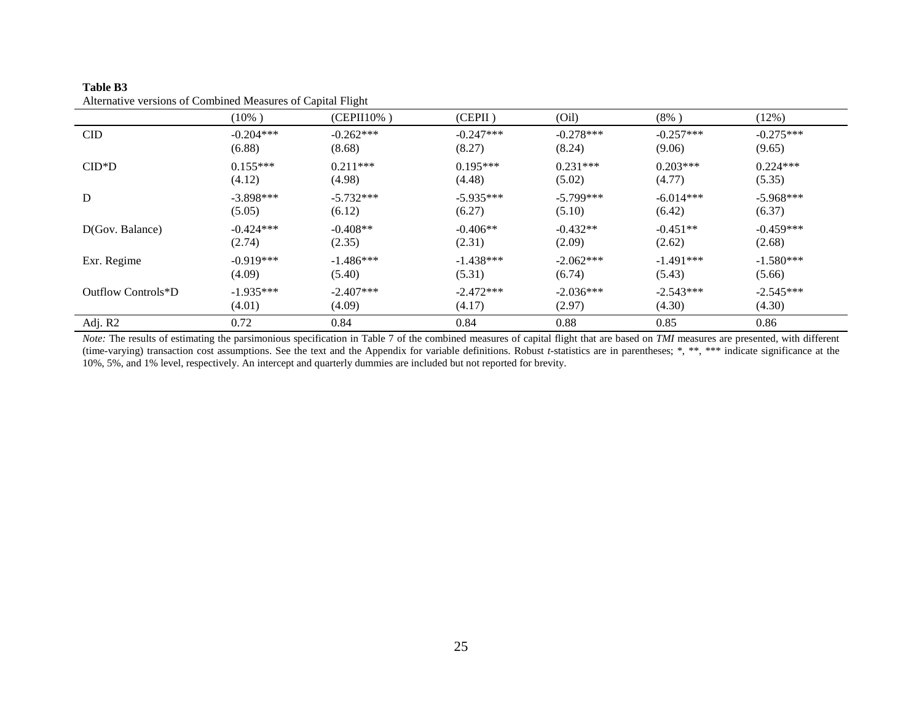**Table B3**
Alternative versions of Combined Measures of Capital Flight

| | (10% ) | (CEPII10% ) | (CEPII ) | (Oil) | (8% ) | (12%) |
|---|---|---|---|---|---|---|
| CID | -0.204*** | -0.262*** | -0.247*** | -0.278*** | -0.257*** | -0.275*** |
| | (6.88) | (8.68) | (8.27) | (8.24) | (9.06) | (9.65) |
| CID*D | 0.155*** | 0.211*** | 0.195*** | 0.231*** | 0.203*** | 0.224*** |
| | (4.12) | (4.98) | (4.48) | (5.02) | (4.77) | (5.35) |
| D | -3.898*** | -5.732*** | -5.935*** | -5.799*** | -6.014*** | -5.968*** |
| | (5.05) | (6.12) | (6.27) | (5.10) | (6.42) | (6.37) |
| D(Gov. Balance) | -0.424*** | -0.408** | -0.406** | -0.432** | -0.451** | -0.459*** |
| | (2.74) | (2.35) | (2.31) | (2.09) | (2.62) | (2.68) |
| Exr. Regime | -0.919*** | -1.486*** | -1.438*** | -2.062*** | -1.491*** | -1.580*** |
| | (4.09) | (5.40) | (5.31) | (6.74) | (5.43) | (5.66) |
| Outflow Controls*D | -1.935*** | -2.407*** | -2.472*** | -2.036*** | -2.543*** | -2.545*** |
| | (4.01) | (4.09) | (4.17) | (2.97) | (4.30) | (4.30) |
| Adj. R2 | 0.72 | 0.84 | 0.84 | 0.88 | 0.85 | 0.86 |

*Note:* The results of estimating the parsimonious specification in Table 7 of the combined measures of capital flight that are based on *TMI* measures are presented, with different (time-varying) transaction cost assumptions. See the text and the Appendix for variable definitions. Robust *t*-statistics are in parentheses; *, **, *** indicate significance at the 10%, 5%, and 1% level, respectively. An intercept and quarterly dummies are included but not reported for brevity.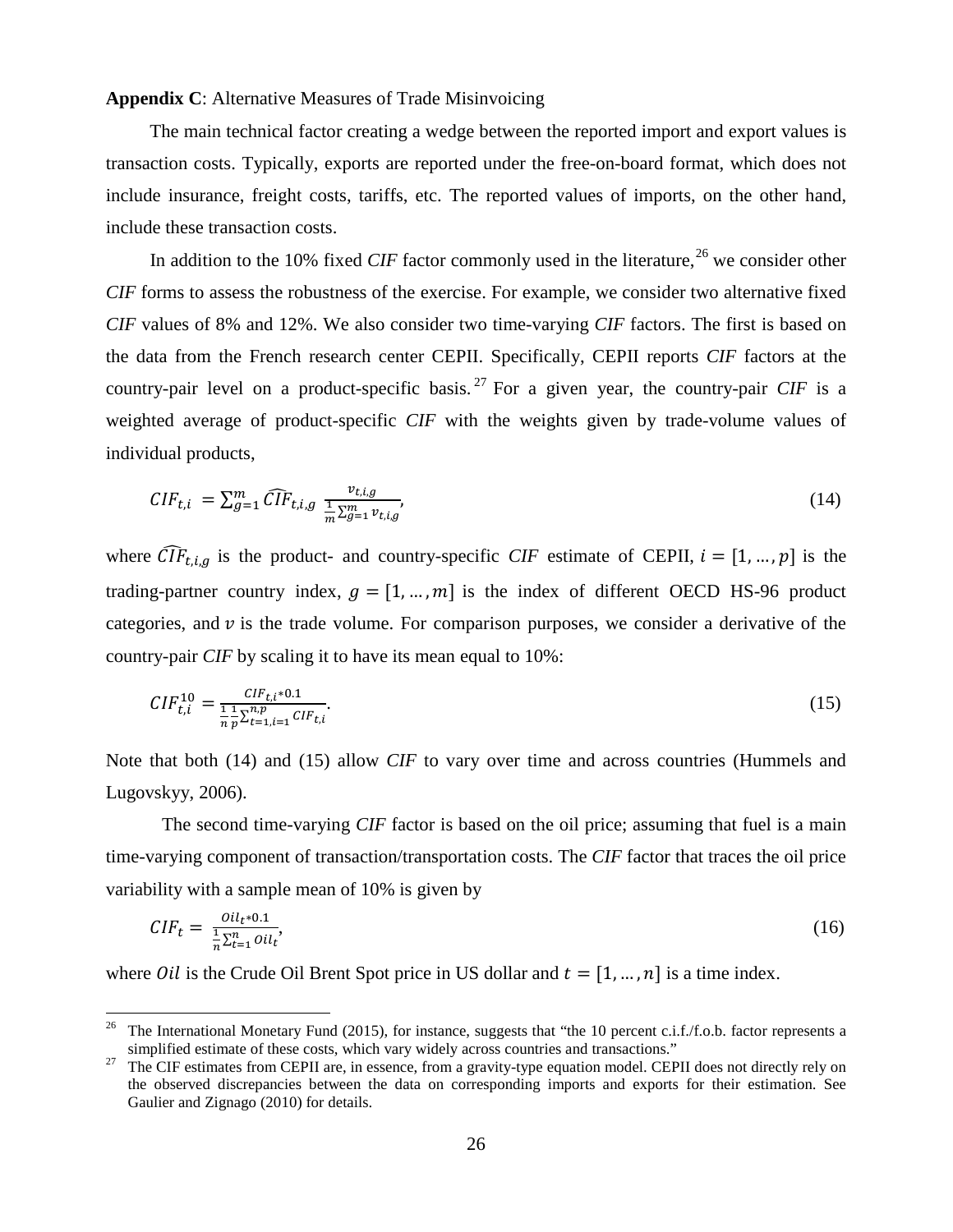**Appendix C**: Alternative Measures of Trade Misinvoicing

The main technical factor creating a wedge between the reported import and export values is transaction costs. Typically, exports are reported under the free-on-board format, which does not include insurance, freight costs, tariffs, etc. The reported values of imports, on the other hand, include these transaction costs.

In addition to the 10% fixed *CIF* factor commonly used in the literature,[26] we consider other *CIF* forms to assess the robustness of the exercise. For example, we consider two alternative fixed *CIF* values of 8% and 12%. We also consider two time-varying *CIF* factors. The first is based on the data from the French research center CEPII. Specifically, CEPII reports *CIF* factors at the country-pair level on a product-specific basis.[27] For a given year, the country-pair *CIF* is a weighted average of product-specific *CIF* with the weights given by trade-volume values of individual products,

$$CIF_{t,i} = \sum_{g=1}^{m} \widehat{CIF}_{t,i,g} \frac{v_{t,i,g}}{\frac{1}{m}\sum_{g=1}^{m} v_{t,i,g}}, \tag{14}$$

where $\widehat{CIF}_{t,i,g}$ is the product- and country-specific *CIF* estimate of CEPII, $i = [1, \dots, p]$ is the trading-partner country index, $g = [1, \dots, m]$ is the index of different OECD HS-96 product categories, and $v$ is the trade volume. For comparison purposes, we consider a derivative of the country-pair *CIF* by scaling it to have its mean equal to 10%:

$$CIF_{t,i}^{10} = \frac{CIF_{t,i} * 0.1}{\frac{1}{n}\frac{1}{p}\sum_{t=1,i=1}^{n,p} CIF_{t,i}}. \tag{15}$$

Note that both (14) and (15) allow *CIF* to vary over time and across countries (Hummels and Lugovskyy, 2006).

The second time-varying *CIF* factor is based on the oil price; assuming that fuel is a main time-varying component of transaction/transportation costs. The *CIF* factor that traces the oil price variability with a sample mean of 10% is given by

$$CIF_t = \frac{Oil_t * 0.1}{\frac{1}{n}\sum_{t=1}^{n} Oil_t}, \tag{16}$$

where $Oil$ is the Crude Oil Brent Spot price in US dollar and $t = [1, \dots, n]$ is a time index.

---

[26] The International Monetary Fund (2015), for instance, suggests that "the 10 percent c.i.f./f.o.b. factor represents a simplified estimate of these costs, which vary widely across countries and transactions."

[27] The CIF estimates from CEPII are, in essence, from a gravity-type equation model. CEPII does not directly rely on the observed discrepancies between the data on corresponding imports and exports for their estimation. See Gaulier and Zignago (2010) for details.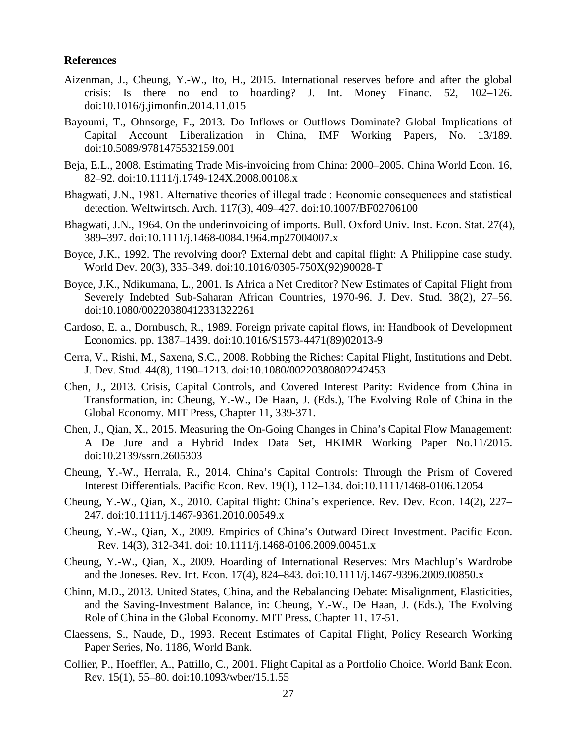**References**

Aizenman, J., Cheung, Y.-W., Ito, H., 2015. International reserves before and after the global crisis: Is there no end to hoarding? J. Int. Money Financ. 52, 102–126. doi:10.1016/j.jimonfin.2014.11.015

Bayoumi, T., Ohnsorge, F., 2013. Do Inflows or Outflows Dominate? Global Implications of Capital Account Liberalization in China, IMF Working Papers, No. 13/189. doi:10.5089/9781475532159.001

Beja, E.L., 2008. Estimating Trade Mis-invoicing from China: 2000–2005. China World Econ. 16, 82–92. doi:10.1111/j.1749-124X.2008.00108.x

Bhagwati, J.N., 1981. Alternative theories of illegal trade : Economic consequences and statistical detection. Weltwirtsch. Arch. 117(3), 409–427. doi:10.1007/BF02706100

Bhagwati, J.N., 1964. On the underinvoicing of imports. Bull. Oxford Univ. Inst. Econ. Stat. 27(4), 389–397. doi:10.1111/j.1468-0084.1964.mp27004007.x

Boyce, J.K., 1992. The revolving door? External debt and capital flight: A Philippine case study. World Dev. 20(3), 335–349. doi:10.1016/0305-750X(92)90028-T

Boyce, J.K., Ndikumana, L., 2001. Is Africa a Net Creditor? New Estimates of Capital Flight from Severely Indebted Sub-Saharan African Countries, 1970-96. J. Dev. Stud. 38(2), 27–56. doi:10.1080/00220380412331322261

Cardoso, E. a., Dornbusch, R., 1989. Foreign private capital flows, in: Handbook of Development Economics. pp. 1387–1439. doi:10.1016/S1573-4471(89)02013-9

Cerra, V., Rishi, M., Saxena, S.C., 2008. Robbing the Riches: Capital Flight, Institutions and Debt. J. Dev. Stud. 44(8), 1190–1213. doi:10.1080/00220380802242453

Chen, J., 2013. Crisis, Capital Controls, and Covered Interest Parity: Evidence from China in Transformation, in: Cheung, Y.-W., De Haan, J. (Eds.), The Evolving Role of China in the Global Economy. MIT Press, Chapter 11, 339-371.

Chen, J., Qian, X., 2015. Measuring the On-Going Changes in China's Capital Flow Management: A De Jure and a Hybrid Index Data Set, HKIMR Working Paper No.11/2015. doi:10.2139/ssrn.2605303

Cheung, Y.-W., Herrala, R., 2014. China's Capital Controls: Through the Prism of Covered Interest Differentials. Pacific Econ. Rev. 19(1), 112–134. doi:10.1111/1468-0106.12054

Cheung, Y.-W., Qian, X., 2010. Capital flight: China's experience. Rev. Dev. Econ. 14(2), 227–247. doi:10.1111/j.1467-9361.2010.00549.x

Cheung, Y.-W., Qian, X., 2009. Empirics of China's Outward Direct Investment. Pacific Econ. Rev. 14(3), 312-341. doi: 10.1111/j.1468-0106.2009.00451.x

Cheung, Y.-W., Qian, X., 2009. Hoarding of International Reserves: Mrs Machlup's Wardrobe and the Joneses. Rev. Int. Econ. 17(4), 824–843. doi:10.1111/j.1467-9396.2009.00850.x

Chinn, M.D., 2013. United States, China, and the Rebalancing Debate: Misalignment, Elasticities, and the Saving-Investment Balance, in: Cheung, Y.-W., De Haan, J. (Eds.), The Evolving Role of China in the Global Economy. MIT Press, Chapter 11, 17-51.

Claessens, S., Naude, D., 1993. Recent Estimates of Capital Flight, Policy Research Working Paper Series, No. 1186, World Bank.

Collier, P., Hoeffler, A., Pattillo, C., 2001. Flight Capital as a Portfolio Choice. World Bank Econ. Rev. 15(1), 55–80. doi:10.1093/wber/15.1.55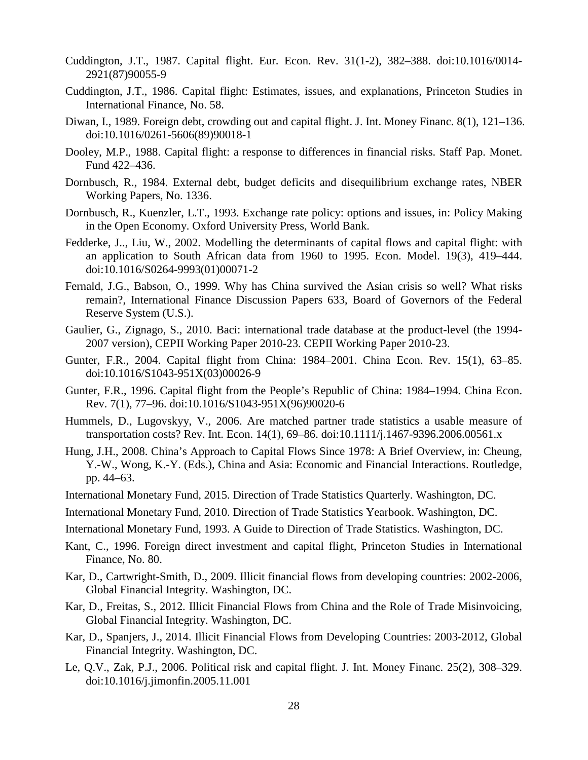Cuddington, J.T., 1987. Capital flight. Eur. Econ. Rev. 31(1-2), 382–388. doi:10.1016/0014-2921(87)90055-9

Cuddington, J.T., 1986. Capital flight: Estimates, issues, and explanations, Princeton Studies in International Finance, No. 58.

Diwan, I., 1989. Foreign debt, crowding out and capital flight. J. Int. Money Financ. 8(1), 121–136. doi:10.1016/0261-5606(89)90018-1

Dooley, M.P., 1988. Capital flight: a response to differences in financial risks. Staff Pap. Monet. Fund 422–436.

Dornbusch, R., 1984. External debt, budget deficits and disequilibrium exchange rates, NBER Working Papers, No. 1336.

Dornbusch, R., Kuenzler, L.T., 1993. Exchange rate policy: options and issues, in: Policy Making in the Open Economy. Oxford University Press, World Bank.

Fedderke, J.., Liu, W., 2002. Modelling the determinants of capital flows and capital flight: with an application to South African data from 1960 to 1995. Econ. Model. 19(3), 419–444. doi:10.1016/S0264-9993(01)00071-2

Fernald, J.G., Babson, O., 1999. Why has China survived the Asian crisis so well? What risks remain?, International Finance Discussion Papers 633, Board of Governors of the Federal Reserve System (U.S.).

Gaulier, G., Zignago, S., 2010. Baci: international trade database at the product-level (the 1994-2007 version), CEPII Working Paper 2010-23. CEPII Working Paper 2010-23.

Gunter, F.R., 2004. Capital flight from China: 1984–2001. China Econ. Rev. 15(1), 63–85. doi:10.1016/S1043-951X(03)00026-9

Gunter, F.R., 1996. Capital flight from the People's Republic of China: 1984–1994. China Econ. Rev. 7(1), 77–96. doi:10.1016/S1043-951X(96)90020-6

Hummels, D., Lugovskyy, V., 2006. Are matched partner trade statistics a usable measure of transportation costs? Rev. Int. Econ. 14(1), 69–86. doi:10.1111/j.1467-9396.2006.00561.x

Hung, J.H., 2008. China's Approach to Capital Flows Since 1978: A Brief Overview, in: Cheung, Y.-W., Wong, K.-Y. (Eds.), China and Asia: Economic and Financial Interactions. Routledge, pp. 44–63.

International Monetary Fund, 2015. Direction of Trade Statistics Quarterly. Washington, DC.

International Monetary Fund, 2010. Direction of Trade Statistics Yearbook. Washington, DC.

International Monetary Fund, 1993. A Guide to Direction of Trade Statistics. Washington, DC.

Kant, C., 1996. Foreign direct investment and capital flight, Princeton Studies in International Finance, No. 80.

Kar, D., Cartwright-Smith, D., 2009. Illicit financial flows from developing countries: 2002-2006, Global Financial Integrity. Washington, DC.

Kar, D., Freitas, S., 2012. Illicit Financial Flows from China and the Role of Trade Misinvoicing, Global Financial Integrity. Washington, DC.

Kar, D., Spanjers, J., 2014. Illicit Financial Flows from Developing Countries: 2003-2012, Global Financial Integrity. Washington, DC.

Le, Q.V., Zak, P.J., 2006. Political risk and capital flight. J. Int. Money Financ. 25(2), 308–329. doi:10.1016/j.jimonfin.2005.11.001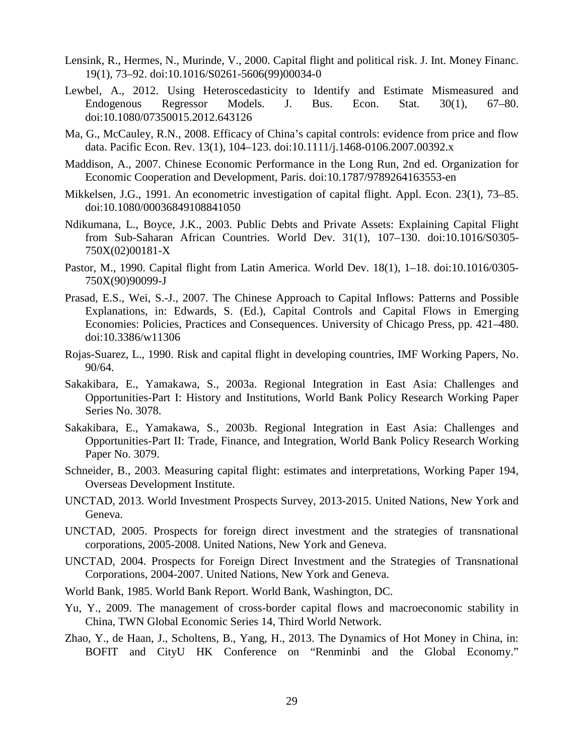Lensink, R., Hermes, N., Murinde, V., 2000. Capital flight and political risk. J. Int. Money Financ. 19(1), 73–92. doi:10.1016/S0261-5606(99)00034-0

Lewbel, A., 2012. Using Heteroscedasticity to Identify and Estimate Mismeasured and Endogenous Regressor Models. J. Bus. Econ. Stat. 30(1), 67–80. doi:10.1080/07350015.2012.643126

Ma, G., McCauley, R.N., 2008. Efficacy of China's capital controls: evidence from price and flow data. Pacific Econ. Rev. 13(1), 104–123. doi:10.1111/j.1468-0106.2007.00392.x

Maddison, A., 2007. Chinese Economic Performance in the Long Run, 2nd ed. Organization for Economic Cooperation and Development, Paris. doi:10.1787/9789264163553-en

Mikkelsen, J.G., 1991. An econometric investigation of capital flight. Appl. Econ. 23(1), 73–85. doi:10.1080/00036849108841050

Ndikumana, L., Boyce, J.K., 2003. Public Debts and Private Assets: Explaining Capital Flight from Sub-Saharan African Countries. World Dev. 31(1), 107–130. doi:10.1016/S0305-750X(02)00181-X

Pastor, M., 1990. Capital flight from Latin America. World Dev. 18(1), 1–18. doi:10.1016/0305-750X(90)90099-J

Prasad, E.S., Wei, S.-J., 2007. The Chinese Approach to Capital Inflows: Patterns and Possible Explanations, in: Edwards, S. (Ed.), Capital Controls and Capital Flows in Emerging Economies: Policies, Practices and Consequences. University of Chicago Press, pp. 421–480. doi:10.3386/w11306

Rojas-Suarez, L., 1990. Risk and capital flight in developing countries, IMF Working Papers, No. 90/64.

Sakakibara, E., Yamakawa, S., 2003a. Regional Integration in East Asia: Challenges and Opportunities-Part I: History and Institutions, World Bank Policy Research Working Paper Series No. 3078.

Sakakibara, E., Yamakawa, S., 2003b. Regional Integration in East Asia: Challenges and Opportunities-Part II: Trade, Finance, and Integration, World Bank Policy Research Working Paper No. 3079.

Schneider, B., 2003. Measuring capital flight: estimates and interpretations, Working Paper 194, Overseas Development Institute.

UNCTAD, 2013. World Investment Prospects Survey, 2013-2015. United Nations, New York and Geneva.

UNCTAD, 2005. Prospects for foreign direct investment and the strategies of transnational corporations, 2005-2008. United Nations, New York and Geneva.

UNCTAD, 2004. Prospects for Foreign Direct Investment and the Strategies of Transnational Corporations, 2004-2007. United Nations, New York and Geneva.

World Bank, 1985. World Bank Report. World Bank, Washington, DC.

Yu, Y., 2009. The management of cross-border capital flows and macroeconomic stability in China, TWN Global Economic Series 14, Third World Network.

Zhao, Y., de Haan, J., Scholtens, B., Yang, H., 2013. The Dynamics of Hot Money in China, in: BOFIT and CityU HK Conference on "Renminbi and the Global Economy."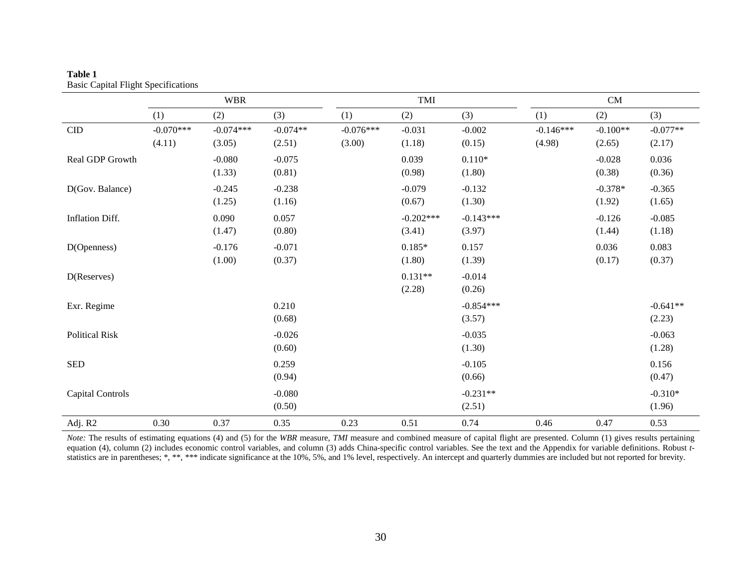**Table 1**
Basic Capital Flight Specifications

| | WBR | | | TMI | | | CM | | |
|---|---|---|---|---|---|---|---|---|---|
| | (1) | (2) | (3) | (1) | (2) | (3) | (1) | (2) | (3) |
| CID | -0.070*** | -0.074*** | -0.074** | -0.076*** | -0.031 | -0.002 | -0.146*** | -0.100** | -0.077** |
| | (4.11) | (3.05) | (2.51) | (3.00) | (1.18) | (0.15) | (4.98) | (2.65) | (2.17) |
| Real GDP Growth | | -0.080 | -0.075 | | 0.039 | 0.110* | | -0.028 | 0.036 |
| | | (1.33) | (0.81) | | (0.98) | (1.80) | | (0.38) | (0.36) |
| D(Gov. Balance) | | -0.245 | -0.238 | | -0.079 | -0.132 | | -0.378* | -0.365 |
| | | (1.25) | (1.16) | | (0.67) | (1.30) | | (1.92) | (1.65) |
| Inflation Diff. | | 0.090 | 0.057 | | -0.202*** | -0.143*** | | -0.126 | -0.085 |
| | | (1.47) | (0.80) | | (3.41) | (3.97) | | (1.44) | (1.18) |
| D(Openness) | | -0.176 | -0.071 | | 0.185* | 0.157 | | 0.036 | 0.083 |
| | | (1.00) | (0.37) | | (1.80) | (1.39) | | (0.17) | (0.37) |
| D(Reserves) | | | | | 0.131** | -0.014 | | | |
| | | | | | (2.28) | (0.26) | | | |
| Exr. Regime | | | 0.210 | | | -0.854*** | | | -0.641** |
| | | | (0.68) | | | (3.57) | | | (2.23) |
| Political Risk | | | -0.026 | | | -0.035 | | | -0.063 |
| | | | (0.60) | | | (1.30) | | | (1.28) |
| SED | | | 0.259 | | | -0.105 | | | 0.156 |
| | | | (0.94) | | | (0.66) | | | (0.47) |
| Capital Controls | | | -0.080 | | | -0.231** | | | -0.310* |
| | | | (0.50) | | | (2.51) | | | (1.96) |
| Adj. R2 | 0.30 | 0.37 | 0.35 | 0.23 | 0.51 | 0.74 | 0.46 | 0.47 | 0.53 |

*Note:* The results of estimating equations (4) and (5) for the *WBR* measure, *TMI* measure and combined measure of capital flight are presented. Column (1) gives results pertaining equation (4), column (2) includes economic control variables, and column (3) adds China-specific control variables. See the text and the Appendix for variable definitions. Robust *t*-statistics are in parentheses; *, **, *** indicate significance at the 10%, 5%, and 1% level, respectively. An intercept and quarterly dummies are included but not reported for brevity.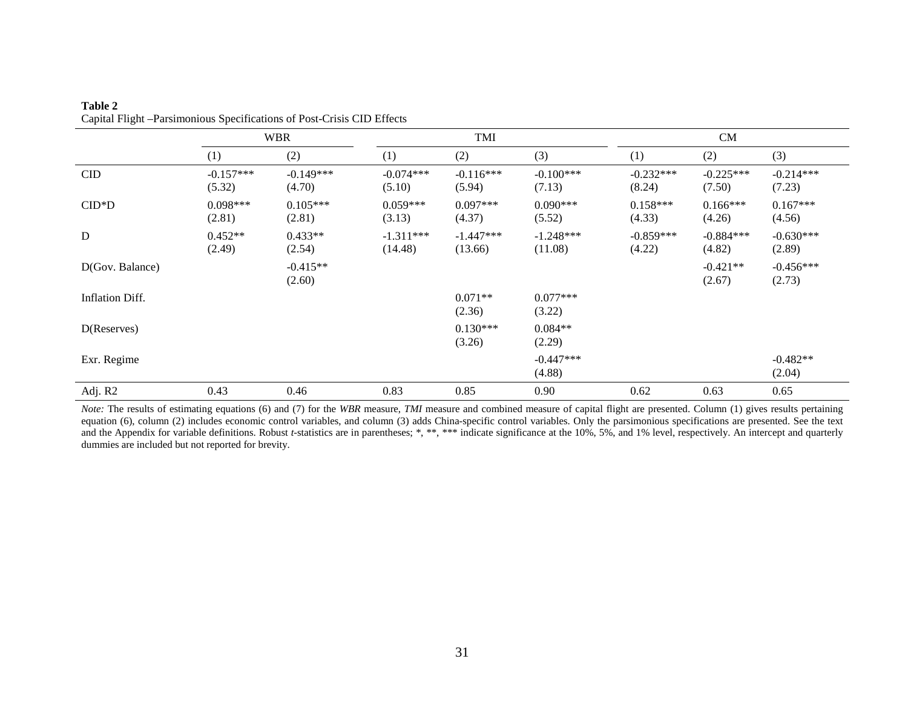**Table 2**
Capital Flight –Parsimonious Specifications of Post-Crisis CID Effects

| | WBR | | TMI | | | CM | | |
|---|---|---|---|---|---|---|---|---|
| | (1) | (2) | (1) | (2) | (3) | (1) | (2) | (3) |
| CID | -0.157*** | -0.149*** | -0.074*** | -0.116*** | -0.100*** | -0.232*** | -0.225*** | -0.214*** |
| | (5.32) | (4.70) | (5.10) | (5.94) | (7.13) | (8.24) | (7.50) | (7.23) |
| CID*D | 0.098*** | 0.105*** | 0.059*** | 0.097*** | 0.090*** | 0.158*** | 0.166*** | 0.167*** |
| | (2.81) | (2.81) | (3.13) | (4.37) | (5.52) | (4.33) | (4.26) | (4.56) |
| D | 0.452** | 0.433** | -1.311*** | -1.447*** | -1.248*** | -0.859*** | -0.884*** | -0.630*** |
| | (2.49) | (2.54) | (14.48) | (13.66) | (11.08) | (4.22) | (4.82) | (2.89) |
| D(Gov. Balance) | | -0.415** | | | | | -0.421** | -0.456*** |
| | | (2.60) | | | | | (2.67) | (2.73) |
| Inflation Diff. | | | | 0.071** | 0.077*** | | | |
| | | | | (2.36) | (3.22) | | | |
| D(Reserves) | | | | 0.130*** | 0.084** | | | |
| | | | | (3.26) | (2.29) | | | |
| Exr. Regime | | | | | -0.447*** | | | -0.482** |
| | | | | | (4.88) | | | (2.04) |
| Adj. R2 | 0.43 | 0.46 | 0.83 | 0.85 | 0.90 | 0.62 | 0.63 | 0.65 |

*Note:* The results of estimating equations (6) and (7) for the *WBR* measure, *TMI* measure and combined measure of capital flight are presented. Column (1) gives results pertaining equation (6), column (2) includes economic control variables, and column (3) adds China-specific control variables. Only the parsimonious specifications are presented. See the text and the Appendix for variable definitions. Robust *t*-statistics are in parentheses; *, **, *** indicate significance at the 10%, 5%, and 1% level, respectively. An intercept and quarterly dummies are included but not reported for brevity.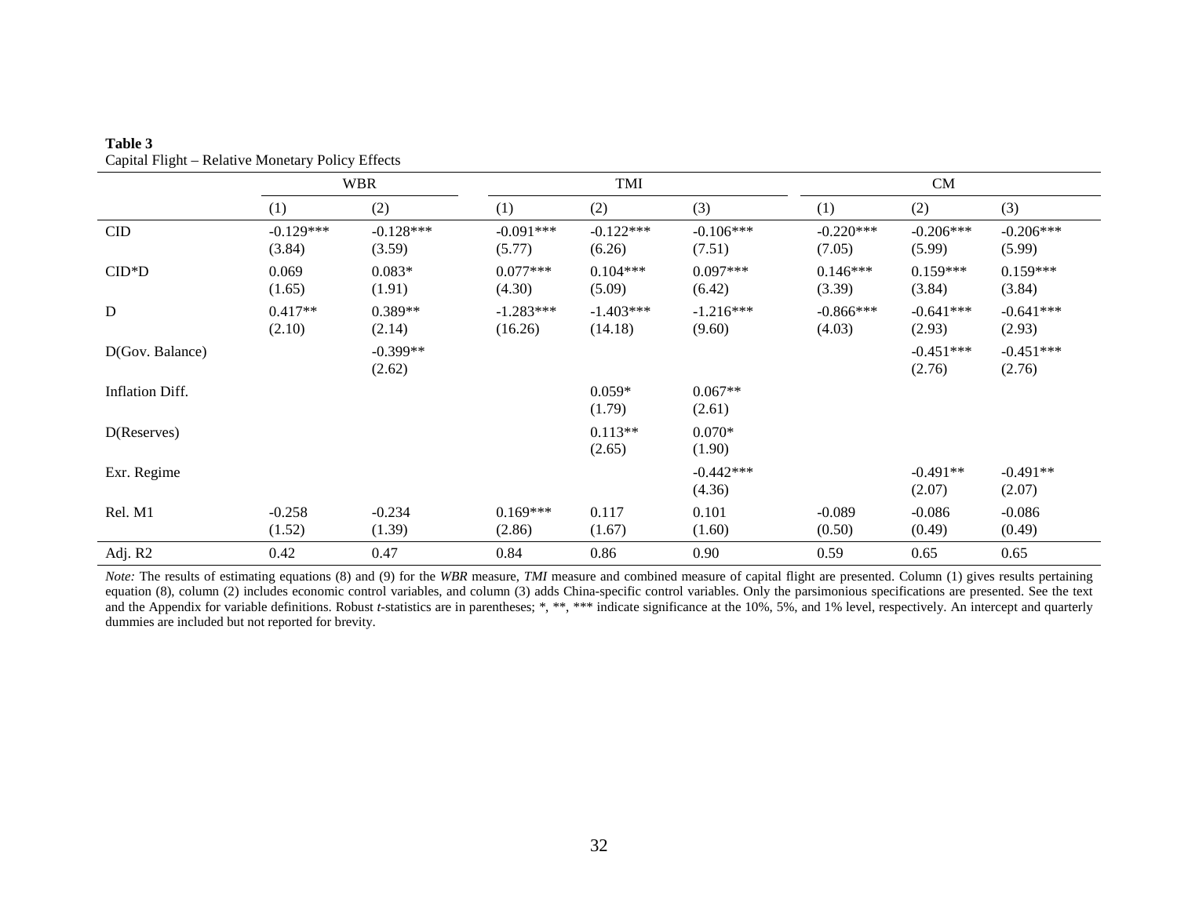**Table 3**
Capital Flight – Relative Monetary Policy Effects

| | WBR | | TMI | | | CM | | |
|---|---|---|---|---|---|---|---|---|
| | (1) | (2) | (1) | (2) | (3) | (1) | (2) | (3) |
| CID | -0.129***<br>(3.84) | -0.128***<br>(3.59) | -0.091***<br>(5.77) | -0.122***<br>(6.26) | -0.106***<br>(7.51) | -0.220***<br>(7.05) | -0.206***<br>(5.99) | -0.206***<br>(5.99) |
| CID*D | 0.069<br>(1.65) | 0.083*<br>(1.91) | 0.077***<br>(4.30) | 0.104***<br>(5.09) | 0.097***<br>(6.42) | 0.146***<br>(3.39) | 0.159***<br>(3.84) | 0.159***<br>(3.84) |
| D | 0.417**<br>(2.10) | 0.389**<br>(2.14) | -1.283***<br>(16.26) | -1.403***<br>(14.18) | -1.216***<br>(9.60) | -0.866***<br>(4.03) | -0.641***<br>(2.93) | -0.641***<br>(2.93) |
| D(Gov. Balance) | | -0.399**<br>(2.62) | | | | | -0.451***<br>(2.76) | -0.451***<br>(2.76) |
| Inflation Diff. | | | | 0.059*<br>(1.79) | 0.067**<br>(2.61) | | | |
| D(Reserves) | | | | 0.113**<br>(2.65) | 0.070*<br>(1.90) | | | |
| Exr. Regime | | | | | -0.442***<br>(4.36) | | -0.491**<br>(2.07) | -0.491**<br>(2.07) |
| Rel. M1 | -0.258<br>(1.52) | -0.234<br>(1.39) | 0.169***<br>(2.86) | 0.117<br>(1.67) | 0.101<br>(1.60) | -0.089<br>(0.50) | -0.086<br>(0.49) | -0.086<br>(0.49) |
| Adj. R2 | 0.42 | 0.47 | 0.84 | 0.86 | 0.90 | 0.59 | 0.65 | 0.65 |

*Note:* The results of estimating equations (8) and (9) for the *WBR* measure, *TMI* measure and combined measure of capital flight are presented. Column (1) gives results pertaining equation (8), column (2) includes economic control variables, and column (3) adds China-specific control variables. Only the parsimonious specifications are presented. See the text and the Appendix for variable definitions. Robust *t*-statistics are in parentheses; *, **, *** indicate significance at the 10%, 5%, and 1% level, respectively. An intercept and quarterly dummies are included but not reported for brevity.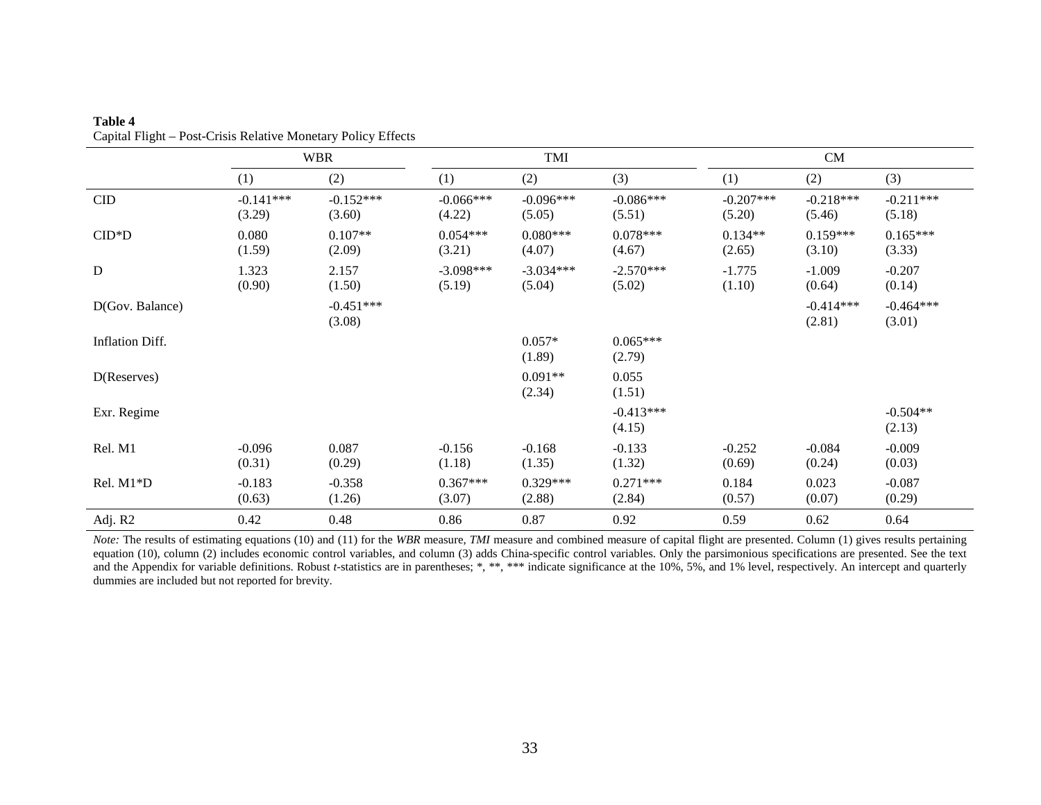**Table 4**
Capital Flight – Post-Crisis Relative Monetary Policy Effects

| | WBR | | TMI | | | CM | | |
|---|---|---|---|---|---|---|---|---|
| | (1) | (2) | (1) | (2) | (3) | (1) | (2) | (3) |
| CID | -0.141***<br>(3.29) | -0.152***<br>(3.60) | -0.066***<br>(4.22) | -0.096***<br>(5.05) | -0.086***<br>(5.51) | -0.207***<br>(5.20) | -0.218***<br>(5.46) | -0.211***<br>(5.18) |
| CID*D | 0.080<br>(1.59) | 0.107**<br>(2.09) | 0.054***<br>(3.21) | 0.080***<br>(4.07) | 0.078***<br>(4.67) | 0.134**<br>(2.65) | 0.159***<br>(3.10) | 0.165***<br>(3.33) |
| D | 1.323<br>(0.90) | 2.157<br>(1.50) | -3.098***<br>(5.19) | -3.034***<br>(5.04) | -2.570***<br>(5.02) | -1.775<br>(1.10) | -1.009<br>(0.64) | -0.207<br>(0.14) |
| D(Gov. Balance) | | -0.451***<br>(3.08) | | | | | -0.414***<br>(2.81) | -0.464***<br>(3.01) |
| Inflation Diff. | | | | 0.057*<br>(1.89) | 0.065***<br>(2.79) | | | |
| D(Reserves) | | | | 0.091**<br>(2.34) | 0.055<br>(1.51) | | | |
| Exr. Regime | | | | | -0.413***<br>(4.15) | | | -0.504**<br>(2.13) |
| Rel. M1 | -0.096<br>(0.31) | 0.087<br>(0.29) | -0.156<br>(1.18) | -0.168<br>(1.35) | -0.133<br>(1.32) | -0.252<br>(0.69) | -0.084<br>(0.24) | -0.009<br>(0.03) |
| Rel. M1*D | -0.183<br>(0.63) | -0.358<br>(1.26) | 0.367***<br>(3.07) | 0.329***<br>(2.88) | 0.271***<br>(2.84) | 0.184<br>(0.57) | 0.023<br>(0.07) | -0.087<br>(0.29) |
| Adj. R2 | 0.42 | 0.48 | 0.86 | 0.87 | 0.92 | 0.59 | 0.62 | 0.64 |

*Note:* The results of estimating equations (10) and (11) for the *WBR* measure, *TMI* measure and combined measure of capital flight are presented. Column (1) gives results pertaining equation (10), column (2) includes economic control variables, and column (3) adds China-specific control variables. Only the parsimonious specifications are presented. See the text and the Appendix for variable definitions. Robust *t*-statistics are in parentheses; *, **, *** indicate significance at the 10%, 5%, and 1% level, respectively. An intercept and quarterly dummies are included but not reported for brevity.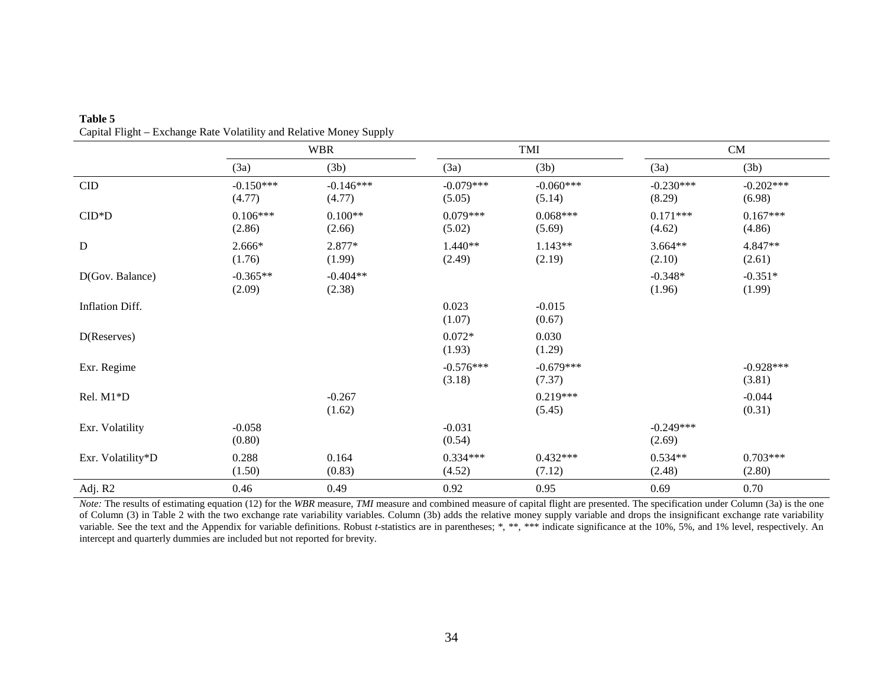**Table 5**
Capital Flight – Exchange Rate Volatility and Relative Money Supply

| | WBR | | TMI | | CM | |
|---|---|---|---|---|---|---|
| | (3a) | (3b) | (3a) | (3b) | (3a) | (3b) |
| CID | -0.150*** | -0.146*** | -0.079*** | -0.060*** | -0.230*** | -0.202*** |
| | (4.77) | (4.77) | (5.05) | (5.14) | (8.29) | (6.98) |
| CID*D | 0.106*** | 0.100** | 0.079*** | 0.068*** | 0.171*** | 0.167*** |
| | (2.86) | (2.66) | (5.02) | (5.69) | (4.62) | (4.86) |
| D | 2.666* | 2.877* | 1.440** | 1.143** | 3.664** | 4.847** |
| | (1.76) | (1.99) | (2.49) | (2.19) | (2.10) | (2.61) |
| D(Gov. Balance) | -0.365** | -0.404** | | | -0.348* | -0.351* |
| | (2.09) | (2.38) | | | (1.96) | (1.99) |
| Inflation Diff. | | | 0.023 | -0.015 | | |
| | | | (1.07) | (0.67) | | |
| D(Reserves) | | | 0.072* | 0.030 | | |
| | | | (1.93) | (1.29) | | |
| Exr. Regime | | | -0.576*** | -0.679*** | | -0.928*** |
| | | | (3.18) | (7.37) | | (3.81) |
| Rel. M1*D | | -0.267 | | 0.219*** | | -0.044 |
| | | (1.62) | | (5.45) | | (0.31) |
| Exr. Volatility | -0.058 | | -0.031 | | -0.249*** | |
| | (0.80) | | (0.54) | | (2.69) | |
| Exr. Volatility*D | 0.288 | 0.164 | 0.334*** | 0.432*** | 0.534** | 0.703*** |
| | (1.50) | (0.83) | (4.52) | (7.12) | (2.48) | (2.80) |
| Adj. R2 | 0.46 | 0.49 | 0.92 | 0.95 | 0.69 | 0.70 |

*Note:* The results of estimating equation (12) for the *WBR* measure, *TMI* measure and combined measure of capital flight are presented. The specification under Column (3a) is the one of Column (3) in Table 2 with the two exchange rate variability variables. Column (3b) adds the relative money supply variable and drops the insignificant exchange rate variability variable. See the text and the Appendix for variable definitions. Robust *t*-statistics are in parentheses; *, **, *** indicate significance at the 10%, 5%, and 1% level, respectively. An intercept and quarterly dummies are included but not reported for brevity.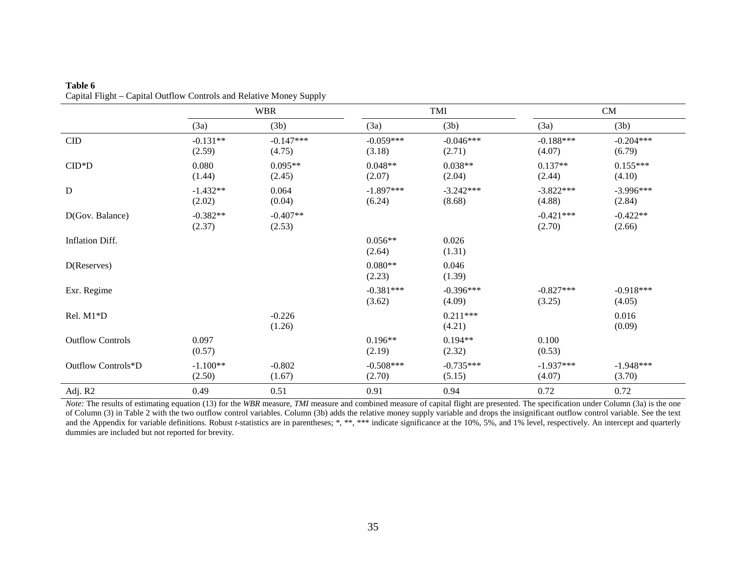**Table 6**
Capital Flight – Capital Outflow Controls and Relative Money Supply

| | WBR | | TMI | | CM | |
|---|---|---|---|---|---|---|
| | (3a) | (3b) | (3a) | (3b) | (3a) | (3b) |
| CID | -0.131**<br>(2.59) | -0.147***<br>(4.75) | -0.059***<br>(3.18) | -0.046***<br>(2.71) | -0.188***<br>(4.07) | -0.204***<br>(6.79) |
| CID*D | 0.080<br>(1.44) | 0.095**<br>(2.45) | 0.048**<br>(2.07) | 0.038**<br>(2.04) | 0.137**<br>(2.44) | 0.155***<br>(4.10) |
| D | -1.432**<br>(2.02) | 0.064<br>(0.04) | -1.897***<br>(6.24) | -3.242***<br>(8.68) | -3.822***<br>(4.88) | -3.996***<br>(2.84) |
| D(Gov. Balance) | -0.382**<br>(2.37) | -0.407**<br>(2.53) | | | -0.421***<br>(2.70) | -0.422**<br>(2.66) |
| Inflation Diff. | | | 0.056**<br>(2.64) | 0.026<br>(1.31) | | |
| D(Reserves) | | | 0.080**<br>(2.23) | 0.046<br>(1.39) | | |
| Exr. Regime | | | -0.381***<br>(3.62) | -0.396***<br>(4.09) | -0.827***<br>(3.25) | -0.918***<br>(4.05) |
| Rel. M1*D | | -0.226<br>(1.26) | | 0.211***<br>(4.21) | | 0.016<br>(0.09) |
| Outflow Controls | 0.097<br>(0.57) | | 0.196**<br>(2.19) | 0.194**<br>(2.32) | 0.100<br>(0.53) | |
| Outflow Controls*D | -1.100**<br>(2.50) | -0.802<br>(1.67) | -0.508***<br>(2.70) | -0.735***<br>(5.15) | -1.937***<br>(4.07) | -1.948***<br>(3.70) |
| Adj. R2 | 0.49 | 0.51 | 0.91 | 0.94 | 0.72 | 0.72 |

*Note:* The results of estimating equation (13) for the *WBR* measure, *TMI* measure and combined measure of capital flight are presented. The specification under Column (3a) is the one of Column (3) in Table 2 with the two outflow control variables. Column (3b) adds the relative money supply variable and drops the insignificant outflow control variable. See the text and the Appendix for variable definitions. Robust *t*-statistics are in parentheses; *, **, *** indicate significance at the 10%, 5%, and 1% level, respectively. An intercept and quarterly dummies are included but not reported for brevity.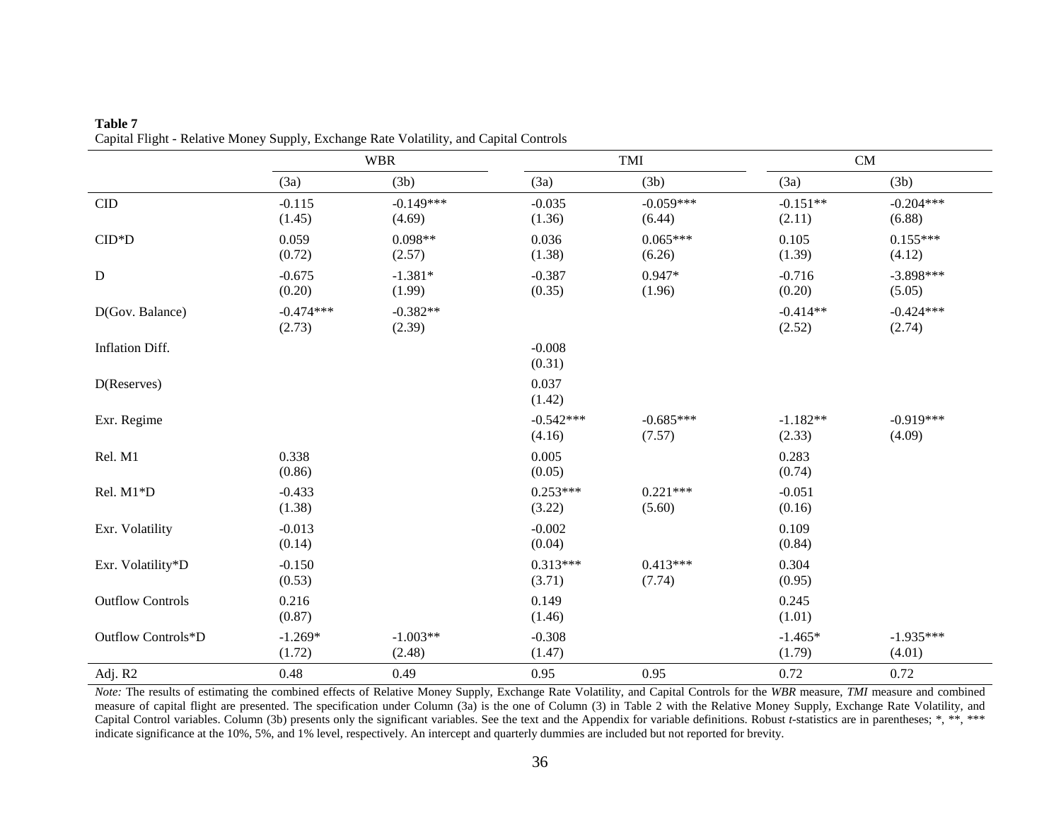**Table 7**
Capital Flight - Relative Money Supply, Exchange Rate Volatility, and Capital Controls

| | WBR | | TMI | | CM | |
|---|---|---|---|---|---|---|
| | (3a) | (3b) | (3a) | (3b) | (3a) | (3b) |
| CID | -0.115 | -0.149*** | -0.035 | -0.059*** | -0.151** | -0.204*** |
| | (1.45) | (4.69) | (1.36) | (6.44) | (2.11) | (6.88) |
| CID*D | 0.059 | 0.098** | 0.036 | 0.065*** | 0.105 | 0.155*** |
| | (0.72) | (2.57) | (1.38) | (6.26) | (1.39) | (4.12) |
| D | -0.675 | -1.381* | -0.387 | 0.947* | -0.716 | -3.898*** |
| | (0.20) | (1.99) | (0.35) | (1.96) | (0.20) | (5.05) |
| D(Gov. Balance) | -0.474*** | -0.382** | | | -0.414** | -0.424*** |
| | (2.73) | (2.39) | | | (2.52) | (2.74) |
| Inflation Diff. | | | -0.008 | | | |
| | | | (0.31) | | | |
| D(Reserves) | | | 0.037 | | | |
| | | | (1.42) | | | |
| Exr. Regime | | | -0.542*** | -0.685*** | -1.182** | -0.919*** |
| | | | (4.16) | (7.57) | (2.33) | (4.09) |
| Rel. M1 | 0.338 | | 0.005 | | 0.283 | |
| | (0.86) | | (0.05) | | (0.74) | |
| Rel. M1*D | -0.433 | | 0.253*** | 0.221*** | -0.051 | |
| | (1.38) | | (3.22) | (5.60) | (0.16) | |
| Exr. Volatility | -0.013 | | -0.002 | | 0.109 | |
| | (0.14) | | (0.04) | | (0.84) | |
| Exr. Volatility*D | -0.150 | | 0.313*** | 0.413*** | 0.304 | |
| | (0.53) | | (3.71) | (7.74) | (0.95) | |
| Outflow Controls | 0.216 | | 0.149 | | 0.245 | |
| | (0.87) | | (1.46) | | (1.01) | |
| Outflow Controls*D | -1.269* | -1.003** | -0.308 | | -1.465* | -1.935*** |
| | (1.72) | (2.48) | (1.47) | | (1.79) | (4.01) |
| Adj. R2 | 0.48 | 0.49 | 0.95 | 0.95 | 0.72 | 0.72 |

*Note:* The results of estimating the combined effects of Relative Money Supply, Exchange Rate Volatility, and Capital Controls for the *WBR* measure, *TMI* measure and combined measure of capital flight are presented. The specification under Column (3a) is the one of Column (3) in Table 2 with the Relative Money Supply, Exchange Rate Volatility, and Capital Control variables. Column (3b) presents only the significant variables. See the text and the Appendix for variable definitions. Robust *t*-statistics are in parentheses; *, **, *** indicate significance at the 10%, 5%, and 1% level, respectively. An intercept and quarterly dummies are included but not reported for brevity.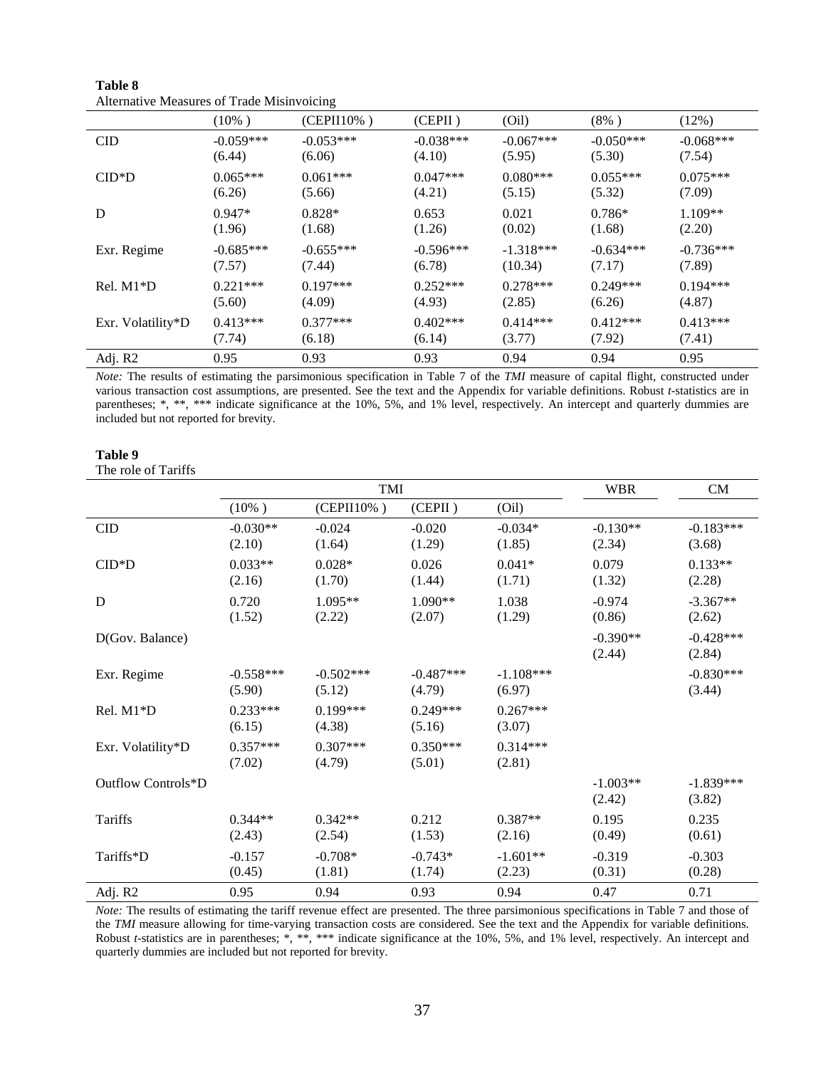**Table 8**

Alternative Measures of Trade Misinvoicing

| | (10% ) | (CEPII10% ) | (CEPII ) | (Oil) | (8% ) | (12%) |
|---|---|---|---|---|---|---|
| CID | -0.059*** | -0.053*** | -0.038*** | -0.067*** | -0.050*** | -0.068*** |
| | (6.44) | (6.06) | (4.10) | (5.95) | (5.30) | (7.54) |
| CID*D | 0.065*** | 0.061*** | 0.047*** | 0.080*** | 0.055*** | 0.075*** |
| | (6.26) | (5.66) | (4.21) | (5.15) | (5.32) | (7.09) |
| D | 0.947* | 0.828* | 0.653 | 0.021 | 0.786* | 1.109** |
| | (1.96) | (1.68) | (1.26) | (0.02) | (1.68) | (2.20) |
| Exr. Regime | -0.685*** | -0.655*** | -0.596*** | -1.318*** | -0.634*** | -0.736*** |
| | (7.57) | (7.44) | (6.78) | (10.34) | (7.17) | (7.89) |
| Rel. M1*D | 0.221*** | 0.197*** | 0.252*** | 0.278*** | 0.249*** | 0.194*** |
| | (5.60) | (4.09) | (4.93) | (2.85) | (6.26) | (4.87) |
| Exr. Volatility*D | 0.413*** | 0.377*** | 0.402*** | 0.414*** | 0.412*** | 0.413*** |
| | (7.74) | (6.18) | (6.14) | (3.77) | (7.92) | (7.41) |
| Adj. R2 | 0.95 | 0.93 | 0.93 | 0.94 | 0.94 | 0.95 |

*Note:* The results of estimating the parsimonious specification in Table 7 of the *TMI* measure of capital flight, constructed under various transaction cost assumptions, are presented. See the text and the Appendix for variable definitions. Robust *t*-statistics are in parentheses; *, **, *** indicate significance at the 10%, 5%, and 1% level, respectively. An intercept and quarterly dummies are included but not reported for brevity.

**Table 9**

The role of Tariffs

| | TMI | | | | WBR | CM |
|---|---|---|---|---|---|---|
| | (10% ) | (CEPII10% ) | (CEPII ) | (Oil) | | |
| CID | -0.030** | -0.024 | -0.020 | -0.034* | -0.130** | -0.183*** |
| | (2.10) | (1.64) | (1.29) | (1.85) | (2.34) | (3.68) |
| CID*D | 0.033** | 0.028* | 0.026 | 0.041* | 0.079 | 0.133** |
| | (2.16) | (1.70) | (1.44) | (1.71) | (1.32) | (2.28) |
| D | 0.720 | 1.095** | 1.090** | 1.038 | -0.974 | -3.367** |
| | (1.52) | (2.22) | (2.07) | (1.29) | (0.86) | (2.62) |
| D(Gov. Balance) | | | | | -0.390** | -0.428*** |
| | | | | | (2.44) | (2.84) |
| Exr. Regime | -0.558*** | -0.502*** | -0.487*** | -1.108*** | | -0.830*** |
| | (5.90) | (5.12) | (4.79) | (6.97) | | (3.44) |
| Rel. M1*D | 0.233*** | 0.199*** | 0.249*** | 0.267*** | | |
| | (6.15) | (4.38) | (5.16) | (3.07) | | |
| Exr. Volatility*D | 0.357*** | 0.307*** | 0.350*** | 0.314*** | | |
| | (7.02) | (4.79) | (5.01) | (2.81) | | |
| Outflow Controls*D | | | | | -1.003** | -1.839*** |
| | | | | | (2.42) | (3.82) |
| Tariffs | 0.344** | 0.342** | 0.212 | 0.387** | 0.195 | 0.235 |
| | (2.43) | (2.54) | (1.53) | (2.16) | (0.49) | (0.61) |
| Tariffs*D | -0.157 | -0.708* | -0.743* | -1.601** | -0.319 | -0.303 |
| | (0.45) | (1.81) | (1.74) | (2.23) | (0.31) | (0.28) |
| Adj. R2 | 0.95 | 0.94 | 0.93 | 0.94 | 0.47 | 0.71 |

*Note:* The results of estimating the tariff revenue effect are presented. The three parsimonious specifications in Table 7 and those of the *TMI* measure allowing for time-varying transaction costs are considered. See the text and the Appendix for variable definitions. Robust *t*-statistics are in parentheses; *, **, *** indicate significance at the 10%, 5%, and 1% level, respectively. An intercept and quarterly dummies are included but not reported for brevity.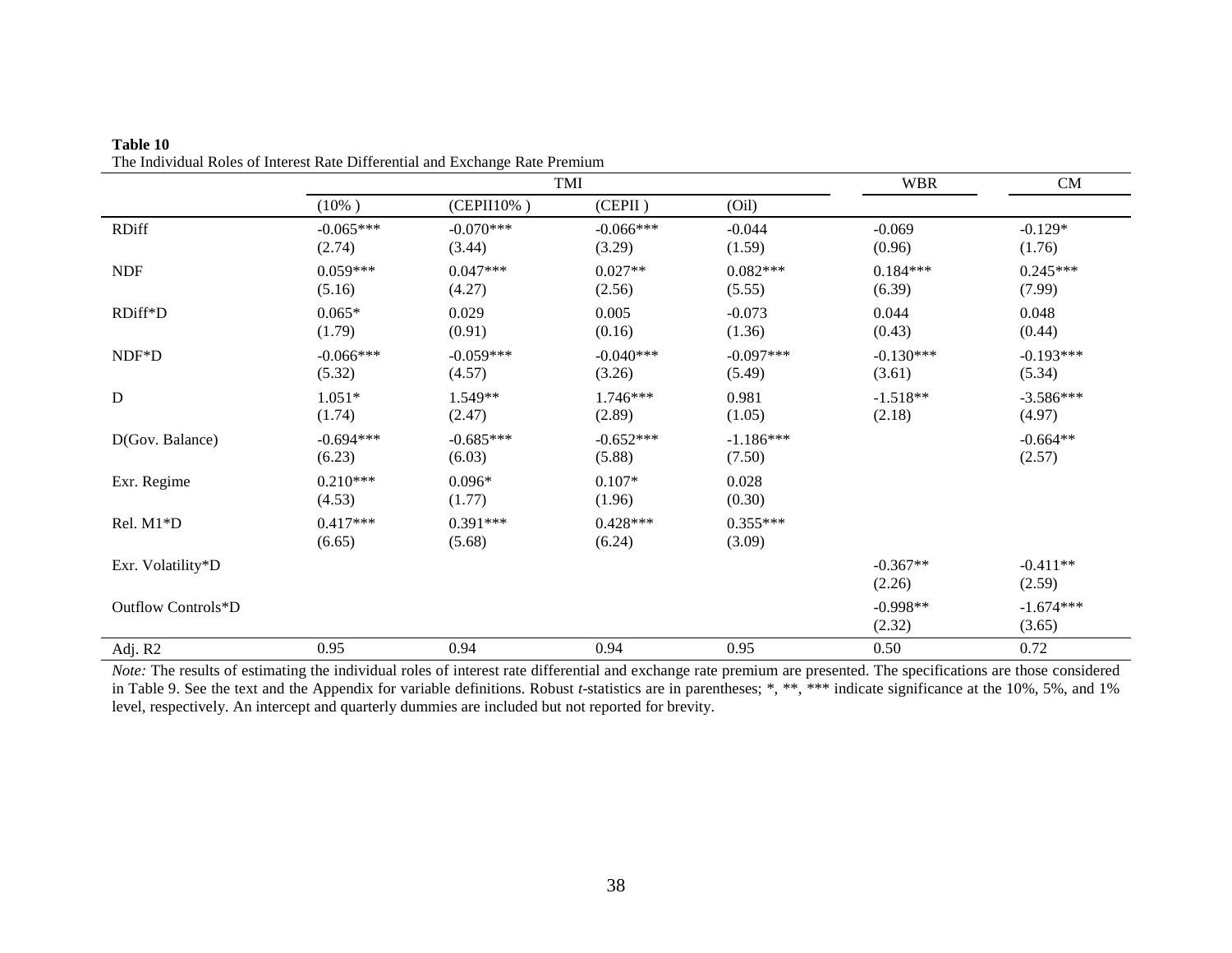**Table 10**
The Individual Roles of Interest Rate Differential and Exchange Rate Premium

| | TMI | | | | WBR | CM |
|---|---|---|---|---|---|---|
| | (10% ) | (CEPII10% ) | (CEPII ) | (Oil) | | |
| RDiff | -0.065***<br>(2.74) | -0.070***<br>(3.44) | -0.066***<br>(3.29) | -0.044<br>(1.59) | -0.069<br>(0.96) | -0.129*<br>(1.76) |
| NDF | 0.059***<br>(5.16) | 0.047***<br>(4.27) | 0.027**<br>(2.56) | 0.082***<br>(5.55) | 0.184***<br>(6.39) | 0.245***<br>(7.99) |
| RDiff*D | 0.065*<br>(1.79) | 0.029<br>(0.91) | 0.005<br>(0.16) | -0.073<br>(1.36) | 0.044<br>(0.43) | 0.048<br>(0.44) |
| NDF*D | -0.066***<br>(5.32) | -0.059***<br>(4.57) | -0.040***<br>(3.26) | -0.097***<br>(5.49) | -0.130***<br>(3.61) | -0.193***<br>(5.34) |
| D | 1.051*<br>(1.74) | 1.549**<br>(2.47) | 1.746***<br>(2.89) | 0.981<br>(1.05) | -1.518**<br>(2.18) | -3.586***<br>(4.97) |
| D(Gov. Balance) | -0.694***<br>(6.23) | -0.685***<br>(6.03) | -0.652***<br>(5.88) | -1.186***<br>(7.50) | | -0.664**<br>(2.57) |
| Exr. Regime | 0.210***<br>(4.53) | 0.096*<br>(1.77) | 0.107*<br>(1.96) | 0.028<br>(0.30) | | |
| Rel. M1*D | 0.417***<br>(6.65) | 0.391***<br>(5.68) | 0.428***<br>(6.24) | 0.355***<br>(3.09) | | |
| Exr. Volatility*D | | | | | -0.367**<br>(2.26) | -0.411**<br>(2.59) |
| Outflow Controls*D | | | | | -0.998**<br>(2.32) | -1.674***<br>(3.65) |
| Adj. R2 | 0.95 | 0.94 | 0.94 | 0.95 | 0.50 | 0.72 |

*Note:* The results of estimating the individual roles of interest rate differential and exchange rate premium are presented. The specifications are those considered in Table 9. See the text and the Appendix for variable definitions. Robust *t*-statistics are in parentheses; *, **, *** indicate significance at the 10%, 5%, and 1% level, respectively. An intercept and quarterly dummies are included but not reported for brevity.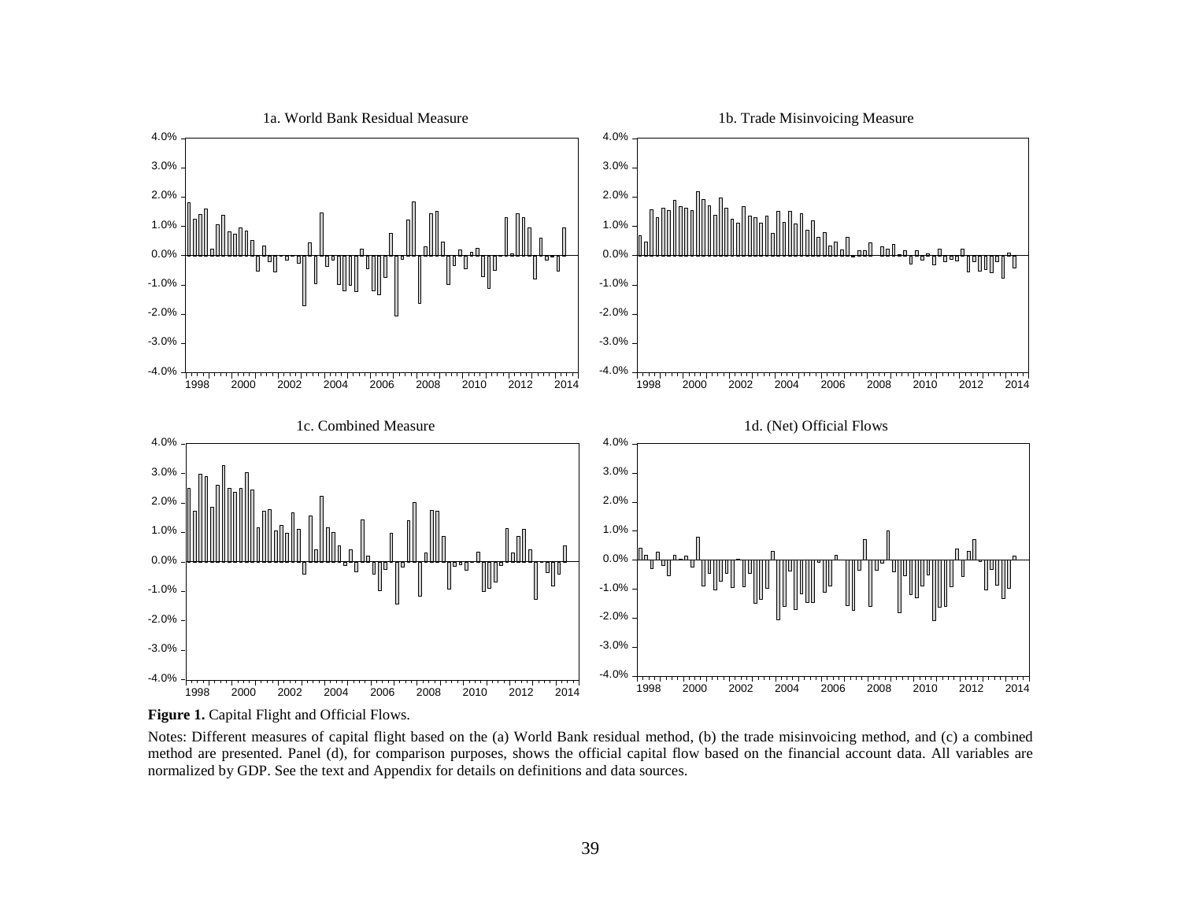1a. World Bank Residual Measure

4.0%
3.0%
2.0%
1.0%
0.0%
-1.0%
-2.0%
-3.0%
-4.0%

1998 2000 2002 2004 2006 2008 2010 2012 2014

1b. Trade Misinvoicing Measure

4.0%
3.0%
2.0%
1.0%
0.0%
-1.0%
-2.0%
-3.0%
-4.0%

1998 2000 2002 2004 2006 2008 2010 2012 2014

1c. Combined Measure

4.0%
3.0%
2.0%
1.0%
0.0%
-1.0%
-2.0%
-3.0%
-4.0%

1998 2000 2002 2004 2006 2008 2010 2012 2014

1d. (Net) Official Flows

4.0%
3.0%
2.0%
1.0%
0.0%
-1.0%
-2.0%
-3.0%
-4.0%

1998 2000 2002 2004 2006 2008 2010 2012 2014

**Figure 1.** Capital Flight and Official Flows.

Notes: Different measures of capital flight based on the (a) World Bank residual method, (b) the trade misinvoicing method, and (c) a combined method are presented. Panel (d), for comparison purposes, shows the official capital flow based on the financial account data. All variables are normalized by GDP. See the text and Appendix for details on definitions and data sources.